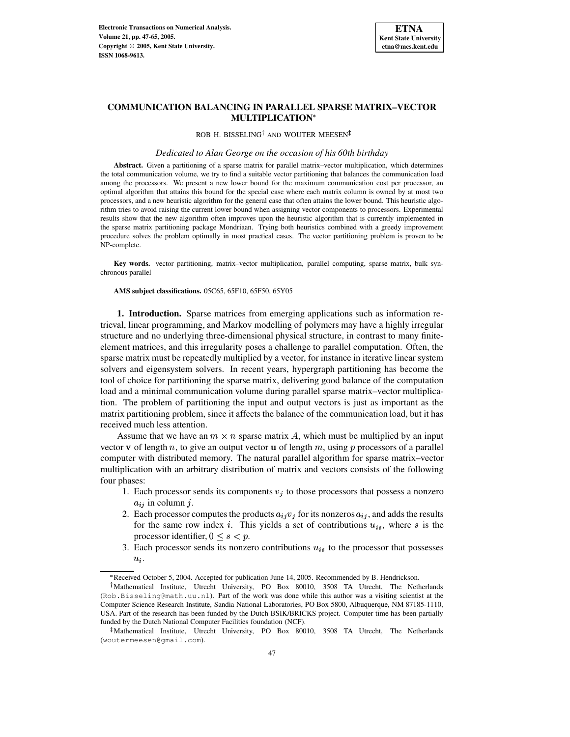# COMMUNICATION BALANCING IN PARALLEL SPARSE MATRIX–VECTOR MULTIPLICATION*

ROB H. BISSELING† AND WOUTER MEESEN‡

*Dedicated to Alan George on the occasion of his 60th birthday*

**Abstract.** Given a partitioning of a sparse matrix for parallel matrix–vector multiplication, which determines the total communication volume, we try to find a suitable vector partitioning that balances the communication load among the processors. We present a new lower bound for the maximum communication cost per processor, an optimal algorithm that attains this bound for the special case where each matrix column is owned by at most two processors, and a new heuristic algorithm for the general case that often attains the lower bound. This heuristic algorithm tries to avoid raising the current lower bound when assigning vector components to processors. Experimental results show that the new algorithm often improves upon the heuristic algorithm that is currently implemented in the sparse matrix partitioning package Mondriaan. Trying both heuristics combined with a greedy improvement procedure solves the problem optimally in most practical cases. The vector partitioning problem is proven to be NP-complete.

**Key words.** vector partitioning, matrix–vector multiplication, parallel computing, sparse matrix, bulk synchronous parallel

**AMS subject classifications.** 05C65, 65F10, 65F50, 65Y05

**1. Introduction.** Sparse matrices from emerging applications such as information retrieval, linear programming, and Markov modelling of polymers may have a highly irregular structure and no underlying three-dimensional physical structure, in contrast to many finite-element matrices, and this irregularity poses a challenge to parallel computation. Often, the sparse matrix must be repeatedly multiplied by a vector, for instance in iterative linear system solvers and eigensystem solvers. In recent years, hypergraph partitioning has become the tool of choice for partitioning the sparse matrix, delivering good balance of the computation load and a minimal communication volume during parallel sparse matrix–vector multiplication. The problem of partitioning the input and output vectors is just as important as the matrix partitioning problem, since it affects the balance of the communication load, but it has received much less attention.

Assume that we have an $m \times n$ sparse matrix $A$, which must be multiplied by an input vector $\mathbf{v}$ of length $n$, to give an output vector $\mathbf{u}$ of length $m$, using $p$ processors of a parallel computer with distributed memory. The natural parallel algorithm for sparse matrix–vector multiplication with an arbitrary distribution of matrix and vectors consists of the following four phases:

1. Each processor sends its components $v_j$ to those processors that possess a nonzero $a_{ij}$ in column $j$.
2. Each processor computes the products $a_{ij}v_j$ for its nonzeros $a_{ij}$, and adds the results for the same row index $i$. This yields a set of contributions $u_{is}$, where $s$ is the processor identifier, $0 \leq s < p$.
3. Each processor sends its nonzero contributions $u_{is}$ to the processor that possesses $u_i$.

*Received October 5, 2004. Accepted for publication June 14, 2005. Recommended by B. Hendrickson.

†Mathematical Institute, Utrecht University, PO Box 80010, 3508 TA Utrecht, The Netherlands (Rob.Bisseling@math.uu.nl). Part of the work was done while this author was a visiting scientist at the Computer Science Research Institute, Sandia National Laboratories, PO Box 5800, Albuquerque, NM 87185-1110, USA. Part of the research has been funded by the Dutch BSIK/BRICKS project. Computer time has been partially funded by the Dutch National Computer Facilities foundation (NCF).

‡Mathematical Institute, Utrecht University, PO Box 80010, 3508 TA Utrecht, The Netherlands (woutermeesen@gmail.com).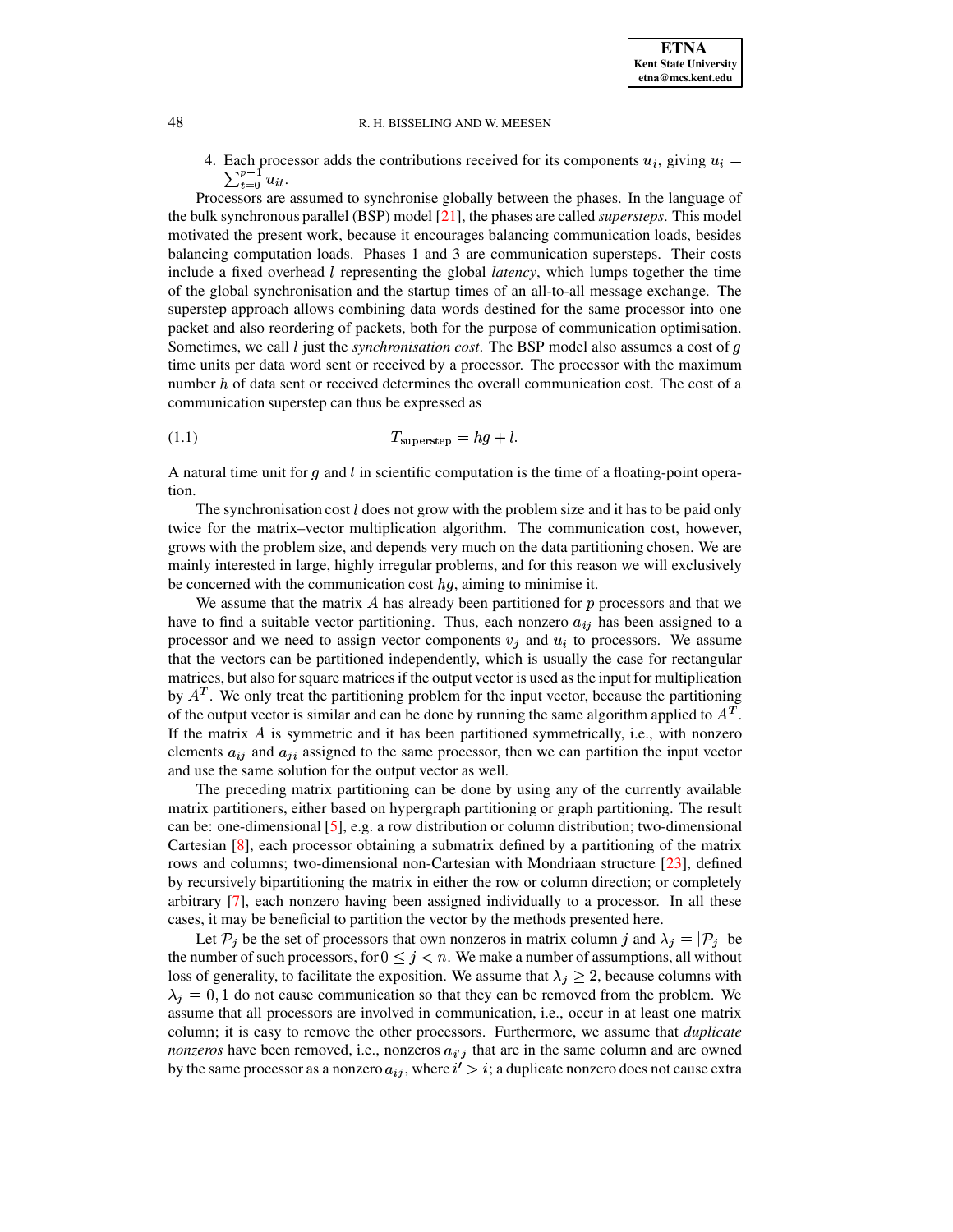4. Each processor adds the contributions received for its components $u_i$, giving $u_i = \sum_{t=0}^{p-1} u_{it}$.

Processors are assumed to synchronise globally between the phases. In the language of the bulk synchronous parallel (BSP) model [21], the phases are called *supersteps*. This model motivated the present work, because it encourages balancing communication loads, besides balancing computation loads. Phases 1 and 3 are communication supersteps. Their costs include a fixed overhead $l$ representing the global *latency*, which lumps together the time of the global synchronisation and the startup times of an all-to-all message exchange. The superstep approach allows combining data words destined for the same processor into one packet and also reordering of packets, both for the purpose of communication optimisation. Sometimes, we call $l$ just the *synchronisation cost*. The BSP model also assumes a cost of $g$ time units per data word sent or received by a processor. The processor with the maximum number $h$ of data sent or received determines the overall communication cost. The cost of a communication superstep can thus be expressed as

$$T_{\text{superstep}} = hg + l. \tag{1.1}$$

A natural time unit for $g$ and $l$ in scientific computation is the time of a floating-point operation.

The synchronisation cost $l$ does not grow with the problem size and it has to be paid only twice for the matrix–vector multiplication algorithm. The communication cost, however, grows with the problem size, and depends very much on the data partitioning chosen. We are mainly interested in large, highly irregular problems, and for this reason we will exclusively be concerned with the communication cost $hg$, aiming to minimise it.

We assume that the matrix $A$ has already been partitioned for $p$ processors and that we have to find a suitable vector partitioning. Thus, each nonzero $a_{ij}$ has been assigned to a processor and we need to assign vector components $v_j$ and $u_i$ to processors. We assume that the vectors can be partitioned independently, which is usually the case for rectangular matrices, but also for square matrices if the output vector is used as the input for multiplication by $A^T$. We only treat the partitioning problem for the input vector, because the partitioning of the output vector is similar and can be done by running the same algorithm applied to $A^T$. If the matrix $A$ is symmetric and it has been partitioned symmetrically, i.e., with nonzero elements $a_{ij}$ and $a_{ji}$ assigned to the same processor, then we can partition the input vector and use the same solution for the output vector as well.

The preceding matrix partitioning can be done by using any of the currently available matrix partitioners, either based on hypergraph partitioning or graph partitioning. The result can be: one-dimensional [5], e.g. a row distribution or column distribution; two-dimensional Cartesian [8], each processor obtaining a submatrix defined by a partitioning of the matrix rows and columns; two-dimensional non-Cartesian with Mondriaan structure [23], defined by recursively bipartitioning the matrix in either the row or column direction; or completely arbitrary [7], each nonzero having been assigned individually to a processor. In all these cases, it may be beneficial to partition the vector by the methods presented here.

Let $\mathcal{P}_j$ be the set of processors that own nonzeros in matrix column $j$ and $\lambda_j = |\mathcal{P}_j|$ be the number of such processors, for $0 \leq j < n$. We make a number of assumptions, all without loss of generality, to facilitate the exposition. We assume that $\lambda_j \geq 2$, because columns with $\lambda_j = 0, 1$ do not cause communication so that they can be removed from the problem. We assume that all processors are involved in communication, i.e., occur in at least one matrix column; it is easy to remove the other processors. Furthermore, we assume that *duplicate nonzeros* have been removed, i.e., nonzeros $a_{i'j}$ that are in the same column and are owned by the same processor as a nonzero $a_{ij}$, where $i' > i$; a duplicate nonzero does not cause extra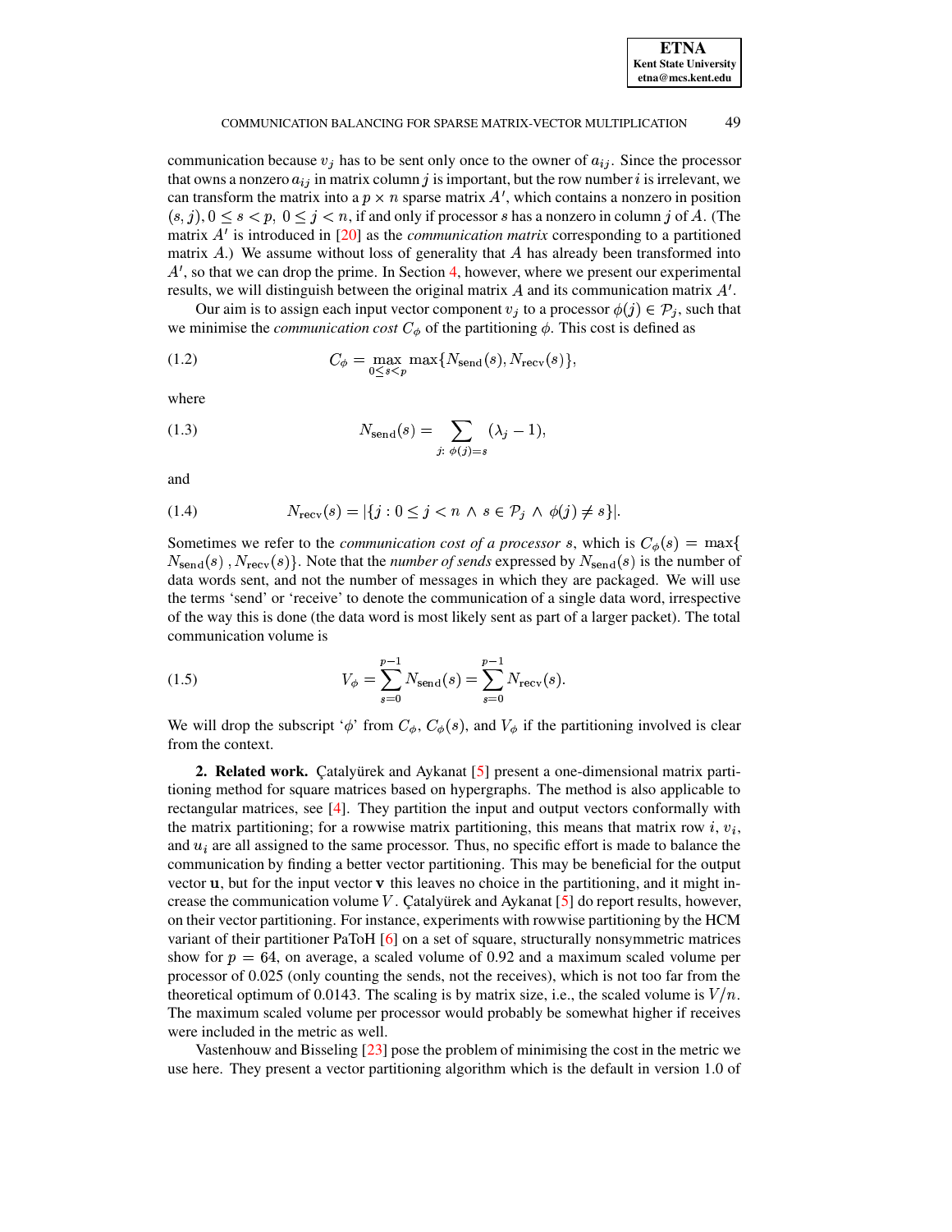communication because $v_j$ has to be sent only once to the owner of $a_{ij}$. Since the processor that owns a nonzero $a_{ij}$ in matrix column $j$ is important, but the row number $i$ is irrelevant, we can transform the matrix into a $p \times n$ sparse matrix $A'$, which contains a nonzero in position $(s, j), 0 \leq s < p,\ 0 \leq j < n$, if and only if processor $s$ has a nonzero in column $j$ of $A$. (The matrix $A'$ is introduced in [20] as the *communication matrix* corresponding to a partitioned matrix $A$.) We assume without loss of generality that $A$ has already been transformed into $A'$, so that we can drop the prime. In Section 4, however, where we present our experimental results, we will distinguish between the original matrix $A$ and its communication matrix $A'$.

Our aim is to assign each input vector component $v_j$ to a processor $\phi(j) \in \mathcal{P}_j$, such that we minimise the *communication cost* $C_\phi$ of the partitioning $\phi$. This cost is defined as

$$C_\phi = \max_{0 \leq s < p} \max\{N_{\text{send}}(s), N_{\text{recv}}(s)\}, \tag{1.2}$$

where

$$N_{\text{send}}(s) = \sum_{j:\ \phi(j)=s} (\lambda_j - 1), \tag{1.3}$$

and

$$N_{\text{recv}}(s) = |\{j : 0 \leq j < n \ \wedge\ s \in \mathcal{P}_j \ \wedge\ \phi(j) \neq s\}|. \tag{1.4}$$

Sometimes we refer to the *communication cost of a processor* $s$, which is $C_\phi(s) = \max\{N_{\text{send}}(s), N_{\text{recv}}(s)\}$. Note that the *number of sends* expressed by $N_{\text{send}}(s)$ is the number of data words sent, and not the number of messages in which they are packaged. We will use the terms 'send' or 'receive' to denote the communication of a single data word, irrespective of the way this is done (the data word is most likely sent as part of a larger packet). The total communication volume is

$$V_\phi = \sum_{s=0}^{p-1} N_{\text{send}}(s) = \sum_{s=0}^{p-1} N_{\text{recv}}(s). \tag{1.5}$$

We will drop the subscript '$\phi$' from $C_\phi$, $C_\phi(s)$, and $V_\phi$ if the partitioning involved is clear from the context.

## 2. Related work.

Çatalyürek and Aykanat [5] present a one-dimensional matrix partitioning method for square matrices based on hypergraphs. The method is also applicable to rectangular matrices, see [4]. They partition the input and output vectors conformally with the matrix partitioning; for a rowwise matrix partitioning, this means that matrix row $i$, $v_i$, and $u_i$ are all assigned to the same processor. Thus, no specific effort is made to balance the communication by finding a better vector partitioning. This may be beneficial for the output vector $\mathbf{u}$, but for the input vector $\mathbf{v}$ this leaves no choice in the partitioning, and it might increase the communication volume $V$. Çatalyürek and Aykanat [5] do report results, however, on their vector partitioning. For instance, experiments with rowwise partitioning by the HCM variant of their partitioner PaToH [6] on a set of square, structurally nonsymmetric matrices show for $p = 64$, on average, a scaled volume of 0.92 and a maximum scaled volume per processor of 0.025 (only counting the sends, not the receives), which is not too far from the theoretical optimum of 0.0143. The scaling is by matrix size, i.e., the scaled volume is $V/n$. The maximum scaled volume per processor would probably be somewhat higher if receives were included in the metric as well.

Vastenhouw and Bisseling [23] pose the problem of minimising the cost in the metric we use here. They present a vector partitioning algorithm which is the default in version 1.0 of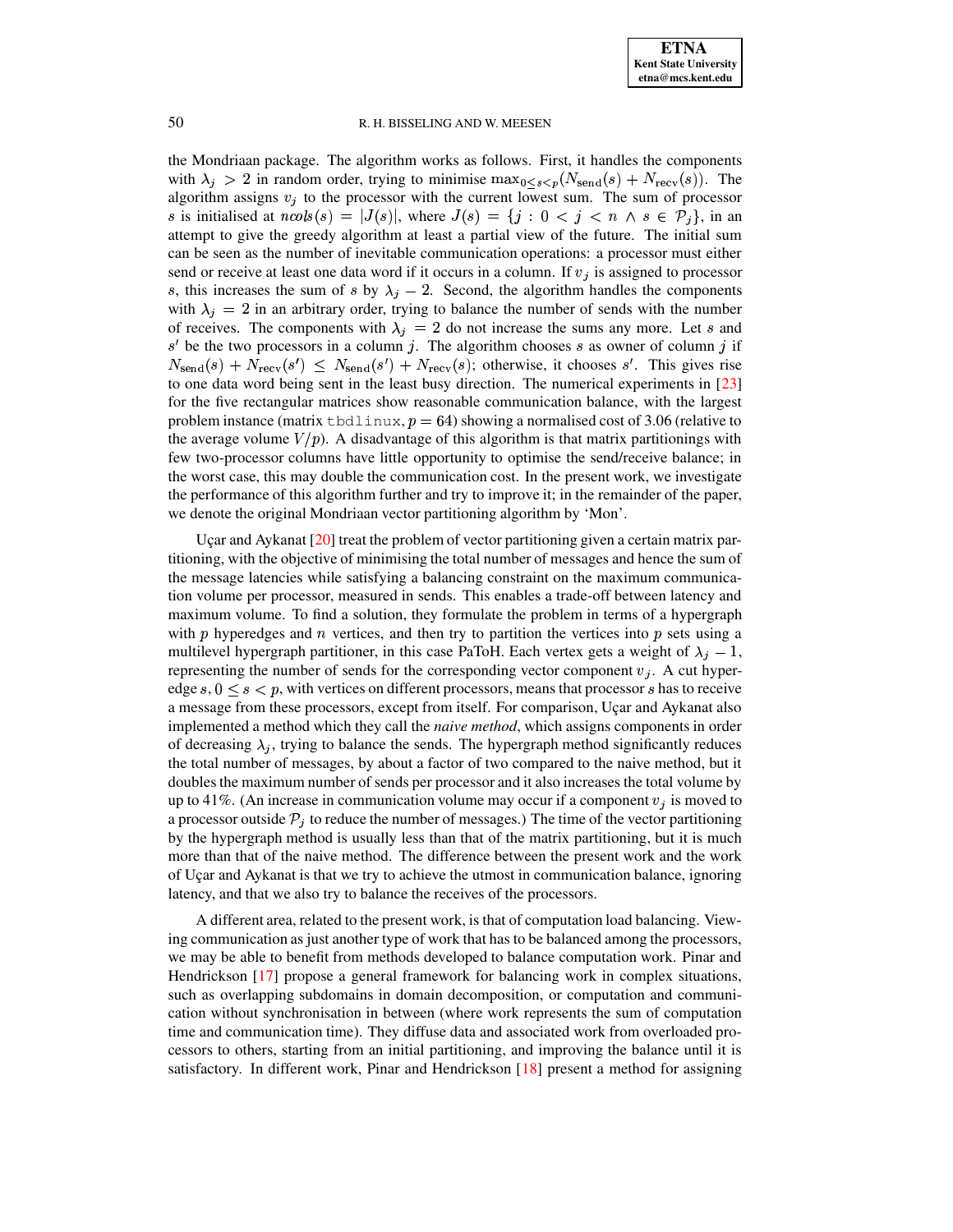the Mondriaan package. The algorithm works as follows. First, it handles the components with $\lambda_j > 2$ in random order, trying to minimise $\max_{0 \le s < p}(N_{\rm send}(s) + N_{\rm recv}(s))$. The algorithm assigns $v_j$ to the processor with the current lowest sum. The sum of processor $s$ is initialised at $ncols(s) = |J(s)|$, where $J(s) = \{j : 0 < j < n \wedge s \in \mathcal{P}_j\}$, in an attempt to give the greedy algorithm at least a partial view of the future. The initial sum can be seen as the number of inevitable communication operations: a processor must either send or receive at least one data word if it occurs in a column. If $v_j$ is assigned to processor $s$, this increases the sum of $s$ by $\lambda_j - 2$. Second, the algorithm handles the components with $\lambda_j = 2$ in an arbitrary order, trying to balance the number of sends with the number of receives. The components with $\lambda_j = 2$ do not increase the sums any more. Let $s$ and $s'$ be the two processors in a column $j$. The algorithm chooses $s$ as owner of column $j$ if $N_{\rm send}(s) + N_{\rm recv}(s') \le N_{\rm send}(s') + N_{\rm recv}(s)$; otherwise, it chooses $s'$. This gives rise to one data word being sent in the least busy direction. The numerical experiments in [23] for the five rectangular matrices show reasonable communication balance, with the largest problem instance (matrix tbdlinux, $p = 64$) showing a normalised cost of 3.06 (relative to the average volume $V/p$). A disadvantage of this algorithm is that matrix partitionings with few two-processor columns have little opportunity to optimise the send/receive balance; in the worst case, this may double the communication cost. In the present work, we investigate the performance of this algorithm further and try to improve it; in the remainder of the paper, we denote the original Mondriaan vector partitioning algorithm by 'Mon'.

Uçar and Aykanat [20] treat the problem of vector partitioning given a certain matrix partitioning, with the objective of minimising the total number of messages and hence the sum of the message latencies while satisfying a balancing constraint on the maximum communication volume per processor, measured in sends. This enables a trade-off between latency and maximum volume. To find a solution, they formulate the problem in terms of a hypergraph with $p$ hyperedges and $n$ vertices, and then try to partition the vertices into $p$ sets using a multilevel hypergraph partitioner, in this case PaToH. Each vertex gets a weight of $\lambda_j - 1$, representing the number of sends for the corresponding vector component $v_j$. A cut hyperedge $s$, $0 \le s < p$, with vertices on different processors, means that processor $s$ has to receive a message from these processors, except from itself. For comparison, Uçar and Aykanat also implemented a method which they call the *naive method*, which assigns components in order of decreasing $\lambda_j$, trying to balance the sends. The hypergraph method significantly reduces the total number of messages, by about a factor of two compared to the naive method, but it doubles the maximum number of sends per processor and it also increases the total volume by up to 41%. (An increase in communication volume may occur if a component $v_j$ is moved to a processor outside $\mathcal{P}_j$ to reduce the number of messages.) The time of the vector partitioning by the hypergraph method is usually less than that of the matrix partitioning, but it is much more than that of the naive method. The difference between the present work and the work of Uçar and Aykanat is that we try to achieve the utmost in communication balance, ignoring latency, and that we also try to balance the receives of the processors.

A different area, related to the present work, is that of computation load balancing. Viewing communication as just another type of work that has to be balanced among the processors, we may be able to benefit from methods developed to balance computation work. Pinar and Hendrickson [17] propose a general framework for balancing work in complex situations, such as overlapping subdomains in domain decomposition, or computation and communication without synchronisation in between (where work represents the sum of computation time and communication time). They diffuse data and associated work from overloaded processors to others, starting from an initial partitioning, and improving the balance until it is satisfactory. In different work, Pinar and Hendrickson [18] present a method for assigning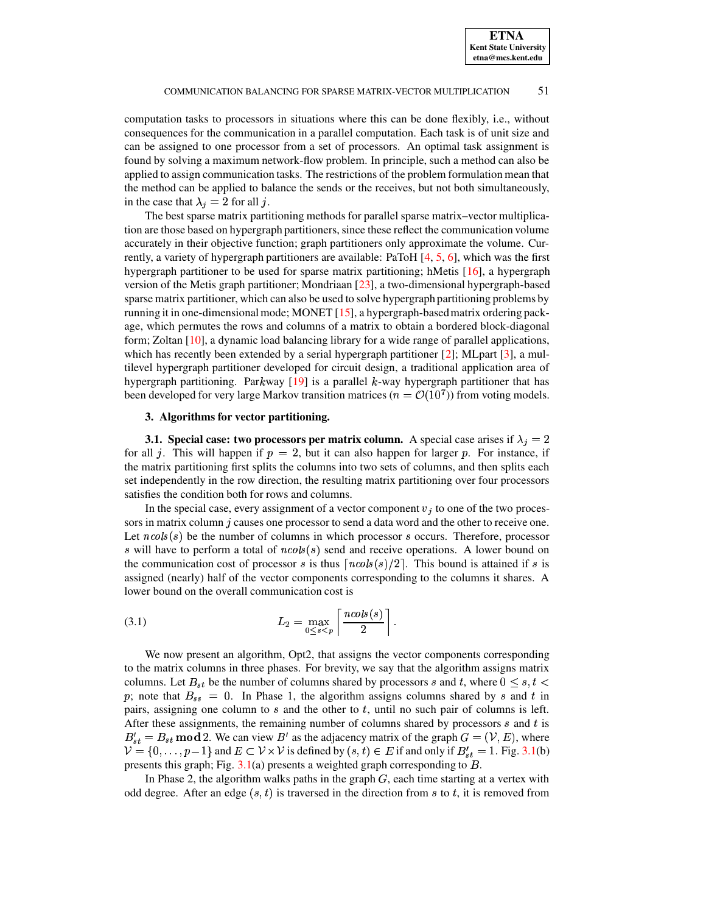computation tasks to processors in situations where this can be done flexibly, i.e., without consequences for the communication in a parallel computation. Each task is of unit size and can be assigned to one processor from a set of processors. An optimal task assignment is found by solving a maximum network-flow problem. In principle, such a method can also be applied to assign communication tasks. The restrictions of the problem formulation mean that the method can be applied to balance the sends or the receives, but not both simultaneously, in the case that $\lambda_j = 2$ for all $j$.

The best sparse matrix partitioning methods for parallel sparse matrix–vector multiplication are those based on hypergraph partitioners, since these reflect the communication volume accurately in their objective function; graph partitioners only approximate the volume. Currently, a variety of hypergraph partitioners are available: PaToH [4, 5, 6], which was the first hypergraph partitioner to be used for sparse matrix partitioning; hMetis [16], a hypergraph version of the Metis graph partitioner; Mondriaan [23], a two-dimensional hypergraph-based sparse matrix partitioner, which can also be used to solve hypergraph partitioning problems by running it in one-dimensional mode; MONET [15], a hypergraph-based matrix ordering package, which permutes the rows and columns of a matrix to obtain a bordered block-diagonal form; Zoltan [10], a dynamic load balancing library for a wide range of parallel applications, which has recently been extended by a serial hypergraph partitioner [2]; MLpart [3], a multilevel hypergraph partitioner developed for circuit design, a traditional application area of hypergraph partitioning. Par$k$way [19] is a parallel $k$-way hypergraph partitioner that has been developed for very large Markov transition matrices ($n = \mathcal{O}(10^7)$) from voting models.

## 3. Algorithms for vector partitioning.

### 3.1. Special case: two processors per matrix column.

A special case arises if $\lambda_j = 2$ for all $j$. This will happen if $p = 2$, but it can also happen for larger $p$. For instance, if the matrix partitioning first splits the columns into two sets of columns, and then splits each set independently in the row direction, the resulting matrix partitioning over four processors satisfies the condition both for rows and columns.

In the special case, every assignment of a vector component $v_j$ to one of the two processors in matrix column $j$ causes one processor to send a data word and the other to receive one. Let $ncols(s)$ be the number of columns in which processor $s$ occurs. Therefore, processor $s$ will have to perform a total of $ncols(s)$ send and receive operations. A lower bound on the communication cost of processor $s$ is thus $\lceil ncols(s)/2 \rceil$. This bound is attained if $s$ is assigned (nearly) half of the vector components corresponding to the columns it shares. A lower bound on the overall communication cost is

$$L_2 = \max_{0 \le s < p} \left\lceil \frac{ncols(s)}{2} \right\rceil . \tag{3.1}$$

We now present an algorithm, Opt2, that assigns the vector components corresponding to the matrix columns in three phases. For brevity, we say that the algorithm assigns matrix columns. Let $B_{st}$ be the number of columns shared by processors $s$ and $t$, where $0 \le s, t < p$; note that $B_{ss} = 0$. In Phase 1, the algorithm assigns columns shared by $s$ and $t$ in pairs, assigning one column to $s$ and the other to $t$, until no such pair of columns is left. After these assignments, the remaining number of columns shared by processors $s$ and $t$ is $B'_{st} = B_{st} \,\mathbf{mod}\, 2$. We can view $B'$ as the adjacency matrix of the graph $G = (\mathcal{V}, E)$, where $\mathcal{V} = \{0, \ldots, p-1\}$ and $E \subset \mathcal{V} \times \mathcal{V}$ is defined by $(s, t) \in E$ if and only if $B'_{st} = 1$. Fig. 3.1(b) presents this graph; Fig. 3.1(a) presents a weighted graph corresponding to $B$.

In Phase 2, the algorithm walks paths in the graph $G$, each time starting at a vertex with odd degree. After an edge $(s, t)$ is traversed in the direction from $s$ to $t$, it is removed from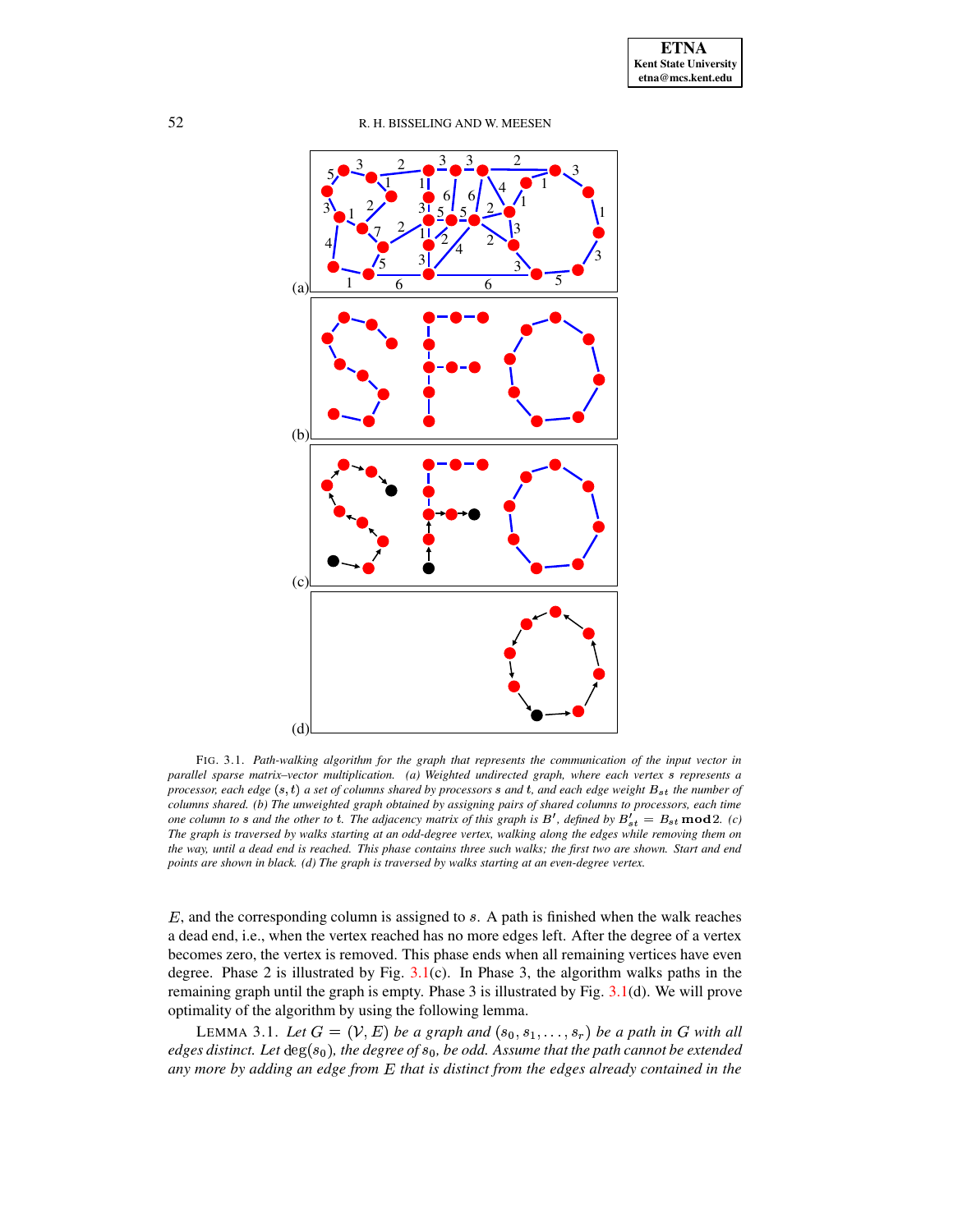FIG. 3.1. *Path-walking algorithm for the graph that represents the communication of the input vector in parallel sparse matrix–vector multiplication. (a) Weighted undirected graph, where each vertex $s$ represents a processor, each edge $(s,t)$ a set of columns shared by processors $s$ and $t$, and each edge weight $B_{st}$ the number of columns shared. (b) The unweighted graph obtained by assigning pairs of shared columns to processors, each time one column to $s$ and the other to $t$. The adjacency matrix of this graph is $B'$, defined by $B'_{st} = B_{st} \bmod 2$. (c) The graph is traversed by walks starting at an odd-degree vertex, walking along the edges while removing them on the way, until a dead end is reached. This phase contains three such walks; the first two are shown. Start and end points are shown in black. (d) The graph is traversed by walks starting at an even-degree vertex.*

$E$, and the corresponding column is assigned to $s$. A path is finished when the walk reaches a dead end, i.e., when the vertex reached has no more edges left. After the degree of a vertex becomes zero, the vertex is removed. This phase ends when all remaining vertices have even degree. Phase 2 is illustrated by Fig. 3.1(c). In Phase 3, the algorithm walks paths in the remaining graph until the graph is empty. Phase 3 is illustrated by Fig. 3.1(d). We will prove optimality of the algorithm by using the following lemma.

LEMMA 3.1. *Let $G = (\mathcal{V}, E)$ be a graph and $(s_0, s_1, \ldots, s_r)$ be a path in $G$ with all edges distinct. Let $\deg(s_0)$, the degree of $s_0$, be odd. Assume that the path cannot be extended any more by adding an edge from $E$ that is distinct from the edges already contained in the*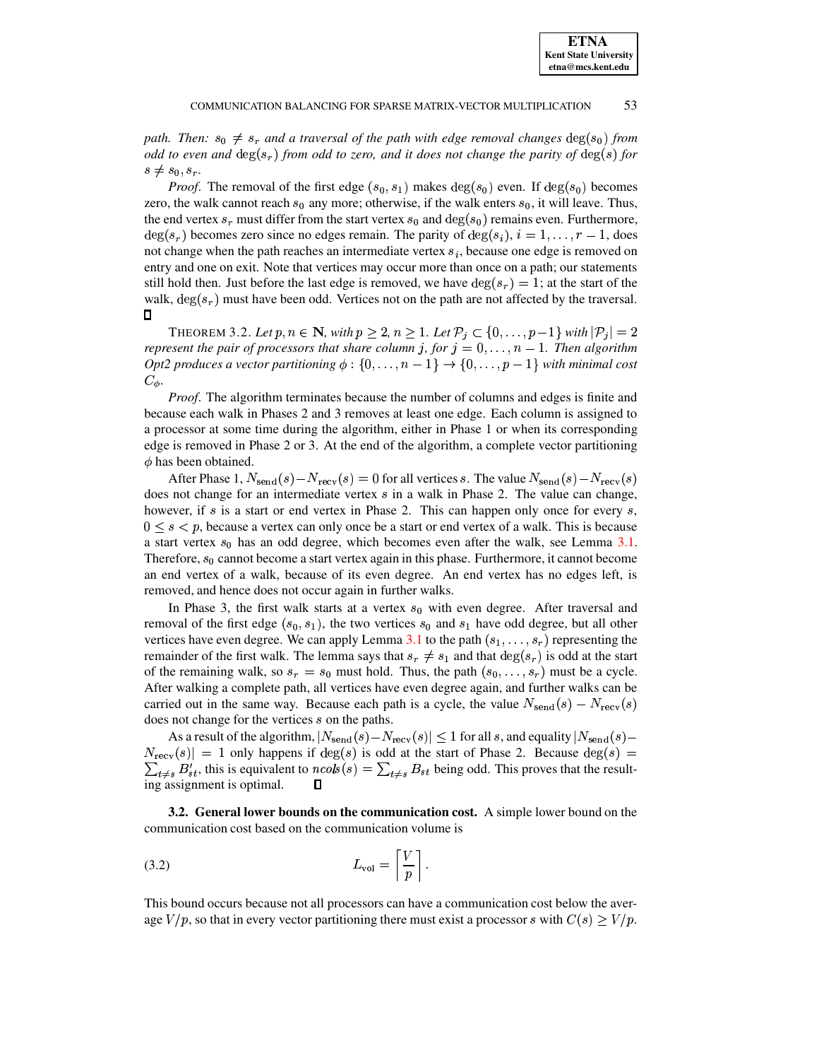*path. Then: $s_0 \neq s_r$ and a traversal of the path with edge removal changes $\deg(s_0)$ from odd to even and $\deg(s_r)$ from odd to zero, and it does not change the parity of $\deg(s)$ for $s \neq s_0, s_r$.*

*Proof.* The removal of the first edge $(s_0, s_1)$ makes $\deg(s_0)$ even. If $\deg(s_0)$ becomes zero, the walk cannot reach $s_0$ any more; otherwise, if the walk enters $s_0$, it will leave. Thus, the end vertex $s_r$ must differ from the start vertex $s_0$ and $\deg(s_0)$ remains even. Furthermore, $\deg(s_r)$ becomes zero since no edges remain. The parity of $\deg(s_i)$, $i = 1, \ldots, r-1$, does not change when the path reaches an intermediate vertex $s_i$, because one edge is removed on entry and one on exit. Note that vertices may occur more than once on a path; our statements still hold then. Just before the last edge is removed, we have $\deg(s_r) = 1$; at the start of the walk, $\deg(s_r)$ must have been odd. Vertices not on the path are not affected by the traversal. □

THEOREM 3.2. *Let $p, n \in \mathbf{N}$, with $p \geq 2$, $n \geq 1$. Let $\mathcal{P}_j \subset \{0, \ldots, p-1\}$ with $|\mathcal{P}_j| = 2$ represent the pair of processors that share column $j$, for $j = 0, \ldots, n-1$. Then algorithm Opt2 produces a vector partitioning $\phi : \{0, \ldots, n-1\} \rightarrow \{0, \ldots, p-1\}$ with minimal cost $C_\phi$.*

*Proof.* The algorithm terminates because the number of columns and edges is finite and because each walk in Phases 2 and 3 removes at least one edge. Each column is assigned to a processor at some time during the algorithm, either in Phase 1 or when its corresponding edge is removed in Phase 2 or 3. At the end of the algorithm, a complete vector partitioning $\phi$ has been obtained.

After Phase 1, $N_{\mathrm{send}}(s) - N_{\mathrm{recv}}(s) = 0$ for all vertices $s$. The value $N_{\mathrm{send}}(s) - N_{\mathrm{recv}}(s)$ does not change for an intermediate vertex $s$ in a walk in Phase 2. The value can change, however, if $s$ is a start or end vertex in Phase 2. This can happen only once for every $s$, $0 \leq s < p$, because a vertex can only once be a start or end vertex of a walk. This is because a start vertex $s_0$ has an odd degree, which becomes even after the walk, see Lemma 3.1. Therefore, $s_0$ cannot become a start vertex again in this phase. Furthermore, it cannot become an end vertex of a walk, because of its even degree. An end vertex has no edges left, is removed, and hence does not occur again in further walks.

In Phase 3, the first walk starts at a vertex $s_0$ with even degree. After traversal and removal of the first edge $(s_0, s_1)$, the two vertices $s_0$ and $s_1$ have odd degree, but all other vertices have even degree. We can apply Lemma 3.1 to the path $(s_1, \ldots, s_r)$ representing the remainder of the first walk. The lemma says that $s_r \neq s_1$ and that $\deg(s_r)$ is odd at the start of the remaining walk, so $s_r = s_0$ must hold. Thus, the path $(s_0, \ldots, s_r)$ must be a cycle. After walking a complete path, all vertices have even degree again, and further walks can be carried out in the same way. Because each path is a cycle, the value $N_{\mathrm{send}}(s) - N_{\mathrm{recv}}(s)$ does not change for the vertices $s$ on the paths.

As a result of the algorithm, $|N_{\mathrm{send}}(s) - N_{\mathrm{recv}}(s)| \leq 1$ for all $s$, and equality $|N_{\mathrm{send}}(s) - N_{\mathrm{recv}}(s)| = 1$ only happens if $\deg(s)$ is odd at the start of Phase 2. Because $\deg(s) = \sum_{t \neq s} B'_{st}$, this is equivalent to $ncols(s) = \sum_{t \neq s} B_{st}$ being odd. This proves that the resulting assignment is optimal. □

**3.2. General lower bounds on the communication cost.** A simple lower bound on the communication cost based on the communication volume is

$$L_{\mathrm{vol}} = \left\lceil \frac{V}{p} \right\rceil . \tag{3.2}$$

This bound occurs because not all processors can have a communication cost below the average $V/p$, so that in every vector partitioning there must exist a processor $s$ with $C(s) \geq V/p$.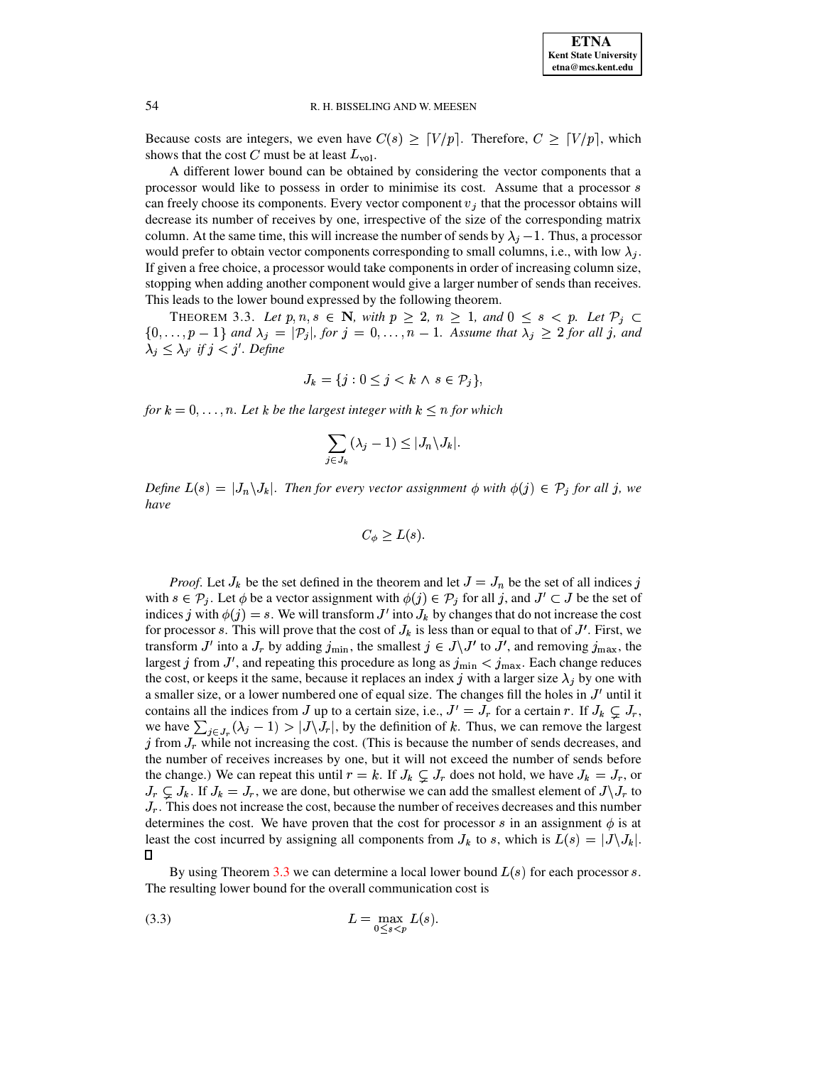Because costs are integers, we even have $C(s) \geq \lceil V/p \rceil$. Therefore, $C \geq \lceil V/p \rceil$, which shows that the cost $C$ must be at least $L_{\rm vol}$.

A different lower bound can be obtained by considering the vector components that a processor would like to possess in order to minimise its cost. Assume that a processor $s$ can freely choose its components. Every vector component $v_j$ that the processor obtains will decrease its number of receives by one, irrespective of the size of the corresponding matrix column. At the same time, this will increase the number of sends by $\lambda_j - 1$. Thus, a processor would prefer to obtain vector components corresponding to small columns, i.e., with low $\lambda_j$. If given a free choice, a processor would take components in order of increasing column size, stopping when adding another component would give a larger number of sends than receives. This leads to the lower bound expressed by the following theorem.

THEOREM 3.3. *Let $p, n, s \in \mathbf{N}$, with $p \geq 2$, $n \geq 1$, and $0 \leq s < p$. Let $\mathcal{P}_j \subset \{0, \ldots, p-1\}$ and $\lambda_j = |\mathcal{P}_j|$, for $j = 0, \ldots, n-1$. Assume that $\lambda_j \geq 2$ for all $j$, and $\lambda_j \leq \lambda_{j'}$ if $j < j'$. Define*

$$J_k = \{j : 0 \leq j < k \wedge s \in \mathcal{P}_j\},$$

*for $k = 0, \ldots, n$. Let $k$ be the largest integer with $k \leq n$ for which*

$$\sum_{j \in J_k} (\lambda_j - 1) \leq |J_n \backslash J_k|.$$

*Define $L(s) = |J_n \backslash J_k|$. Then for every vector assignment $\phi$ with $\phi(j) \in \mathcal{P}_j$ for all $j$, we have*

$$C_\phi \geq L(s).$$

*Proof.* Let $J_k$ be the set defined in the theorem and let $J = J_n$ be the set of all indices $j$ with $s \in \mathcal{P}_j$. Let $\phi$ be a vector assignment with $\phi(j) \in \mathcal{P}_j$ for all $j$, and $J' \subset J$ be the set of indices $j$ with $\phi(j) = s$. We will transform $J'$ into $J_k$ by changes that do not increase the cost for processor $s$. This will prove that the cost of $J_k$ is less than or equal to that of $J'$. First, we transform $J'$ into a $J_r$ by adding $j_{\min}$, the smallest $j \in J \backslash J'$ to $J'$, and removing $j_{\max}$, the largest $j$ from $J'$, and repeating this procedure as long as $j_{\min} < j_{\max}$. Each change reduces the cost, or keeps it the same, because it replaces an index $j$ with a larger size $\lambda_j$ by one with a smaller size, or a lower numbered one of equal size. The changes fill the holes in $J'$ until it contains all the indices from $J$ up to a certain size, i.e., $J' = J_r$ for a certain $r$. If $J_k \subsetneq J_r$, we have $\sum_{j \in J_r} (\lambda_j - 1) > |J \backslash J_r|$, by the definition of $k$. Thus, we can remove the largest $j$ from $J_r$ while not increasing the cost. (This is because the number of sends decreases, and the number of receives increases by one, but it will not exceed the number of sends before the change.) We can repeat this until $r = k$. If $J_k \subsetneq J_r$ does not hold, we have $J_k = J_r$, or $J_r \subsetneq J_k$. If $J_k = J_r$, we are done, but otherwise we can add the smallest element of $J \backslash J_r$ to $J_r$. This does not increase the cost, because the number of receives decreases and this number determines the cost. We have proven that the cost for processor $s$ in an assignment $\phi$ is at least the cost incurred by assigning all components from $J_k$ to $s$, which is $L(s) = |J \backslash J_k|$. $\square$

By using Theorem 3.3 we can determine a local lower bound $L(s)$ for each processor $s$. The resulting lower bound for the overall communication cost is

$$L = \max_{0 \leq s < p} L(s). \tag{3.3}$$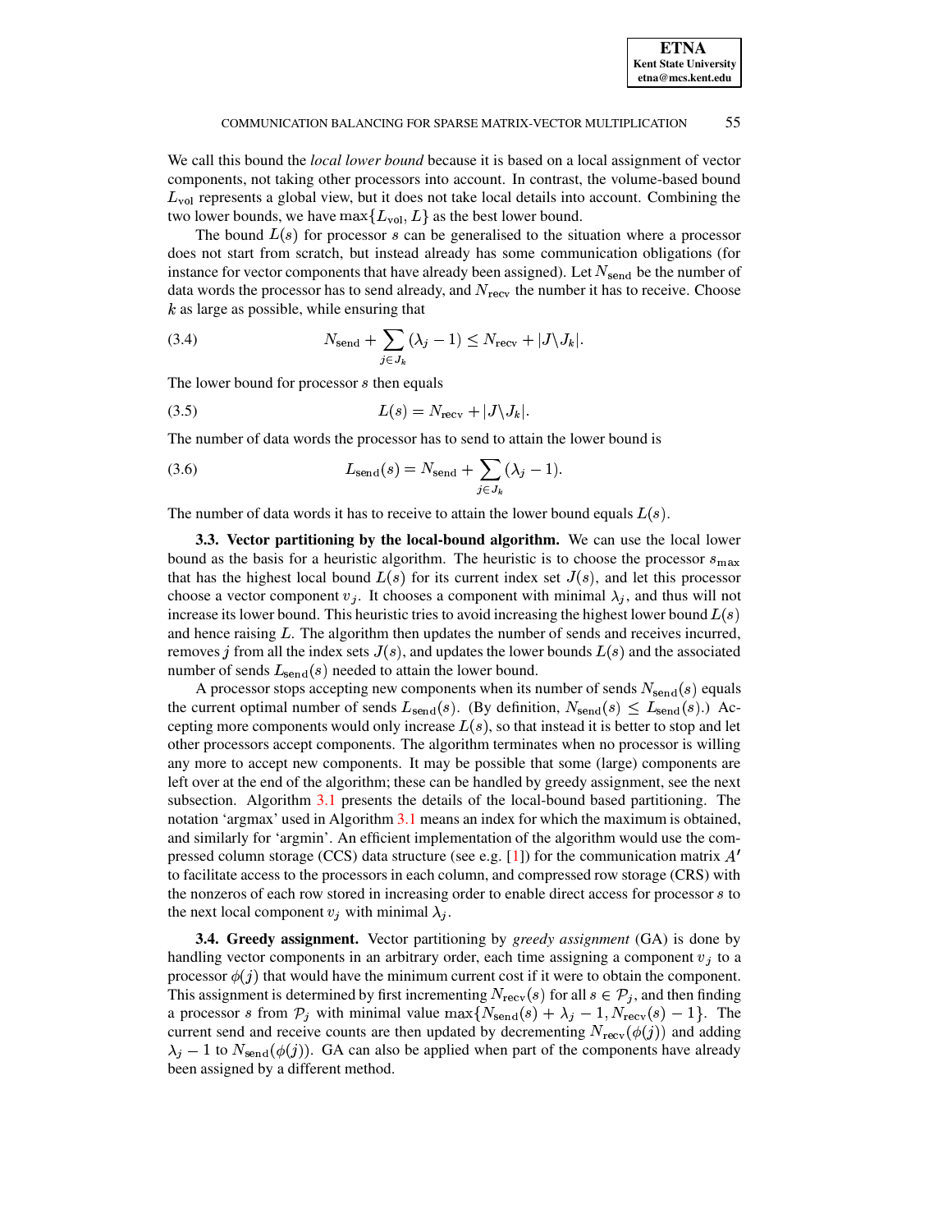We call this bound the *local lower bound* because it is based on a local assignment of vector components, not taking other processors into account. In contrast, the volume-based bound $L_{\rm vol}$ represents a global view, but it does not take local details into account. Combining the two lower bounds, we have $\max\{L_{\rm vol}, L\}$ as the best lower bound.

The bound $L(s)$ for processor $s$ can be generalised to the situation where a processor does not start from scratch, but instead already has some communication obligations (for instance for vector components that have already been assigned). Let $N_{\rm send}$ be the number of data words the processor has to send already, and $N_{\rm recv}$ the number it has to receive. Choose $k$ as large as possible, while ensuring that

$$N_{\rm send} + \sum_{j \in J_k} (\lambda_j - 1) \leq N_{\rm recv} + |J \backslash J_k|. \tag{3.4}$$

The lower bound for processor $s$ then equals

$$L(s) = N_{\rm recv} + |J \backslash J_k|. \tag{3.5}$$

The number of data words the processor has to send to attain the lower bound is

$$L_{\rm send}(s) = N_{\rm send} + \sum_{j \in J_k} (\lambda_j - 1). \tag{3.6}$$

The number of data words it has to receive to attain the lower bound equals $L(s)$.

**3.3. Vector partitioning by the local-bound algorithm.** We can use the local lower bound as the basis for a heuristic algorithm. The heuristic is to choose the processor $s_{\max}$ that has the highest local bound $L(s)$ for its current index set $J(s)$, and let this processor choose a vector component $v_j$. It chooses a component with minimal $\lambda_j$, and thus will not increase its lower bound. This heuristic tries to avoid increasing the highest lower bound $L(s)$ and hence raising $L$. The algorithm then updates the number of sends and receives incurred, removes $j$ from all the index sets $J(s)$, and updates the lower bounds $L(s)$ and the associated number of sends $L_{\rm send}(s)$ needed to attain the lower bound.

A processor stops accepting new components when its number of sends $N_{\rm send}(s)$ equals the current optimal number of sends $L_{\rm send}(s)$. (By definition, $N_{\rm send}(s) \leq L_{\rm send}(s)$.) Accepting more components would only increase $L(s)$, so that instead it is better to stop and let other processors accept components. The algorithm terminates when no processor is willing any more to accept new components. It may be possible that some (large) components are left over at the end of the algorithm; these can be handled by greedy assignment, see the next subsection. Algorithm 3.1 presents the details of the local-bound based partitioning. The notation 'argmax' used in Algorithm 3.1 means an index for which the maximum is obtained, and similarly for 'argmin'. An efficient implementation of the algorithm would use the compressed column storage (CCS) data structure (see e.g. [1]) for the communication matrix $A'$ to facilitate access to the processors in each column, and compressed row storage (CRS) with the nonzeros of each row stored in increasing order to enable direct access for processor $s$ to the next local component $v_j$ with minimal $\lambda_j$.

**3.4. Greedy assignment.** Vector partitioning by *greedy assignment* (GA) is done by handling vector components in an arbitrary order, each time assigning a component $v_j$ to a processor $\phi(j)$ that would have the minimum current cost if it were to obtain the component. This assignment is determined by first incrementing $N_{\rm recv}(s)$ for all $s \in \mathcal{P}_j$, and then finding a processor $s$ from $\mathcal{P}_j$ with minimal value $\max\{N_{\rm send}(s) + \lambda_j - 1, N_{\rm recv}(s) - 1\}$. The current send and receive counts are then updated by decrementing $N_{\rm recv}(\phi(j))$ and adding $\lambda_j - 1$ to $N_{\rm send}(\phi(j))$. GA can also be applied when part of the components have already been assigned by a different method.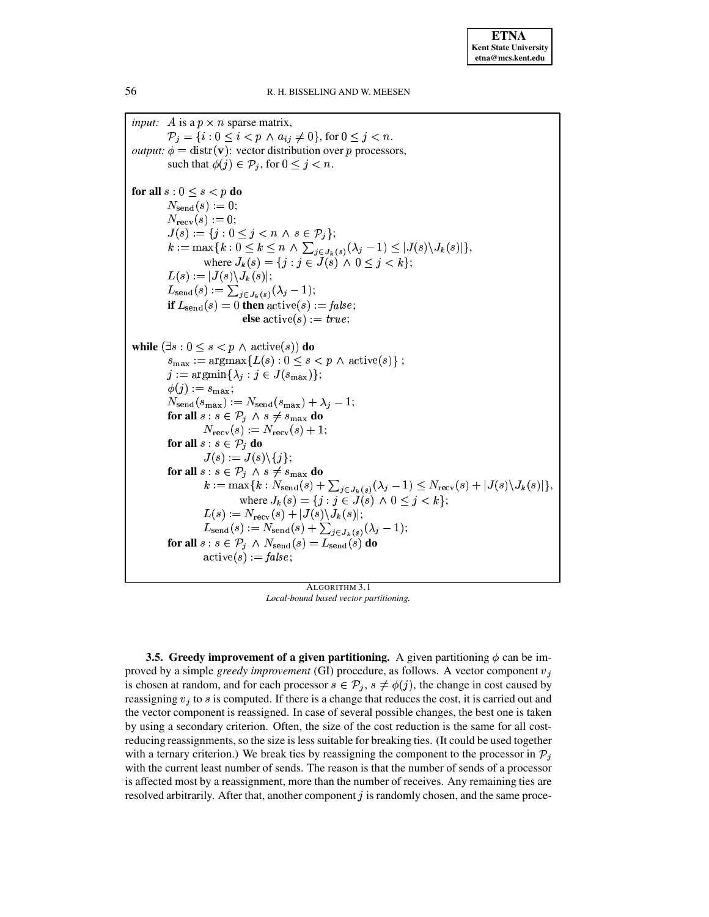*input:* $A$ is a $p \times n$ sparse matrix,
$\mathcal{P}_j = \{i : 0 \leq i < p \wedge a_{ij} \neq 0\}$, for $0 \leq j < n$.
*output:* $\phi = \mathrm{distr}(\mathbf{v})$: vector distribution over $p$ processors,
such that $\phi(j) \in \mathcal{P}_j$, for $0 \leq j < n$.

**for all** $s : 0 \leq s < p$ **do**
  $N_{\mathrm{send}}(s) := 0$;
  $N_{\mathrm{recv}}(s) := 0$;
  $J(s) := \{j : 0 \leq j < n \wedge s \in \mathcal{P}_j\}$;
  $k := \max\{k : 0 \leq k \leq n \wedge \sum_{j \in J_k(s)} (\lambda_j - 1) \leq |J(s) \backslash J_k(s)|\}$,
    where $J_k(s) = \{j : j \in J(s) \wedge 0 \leq j < k\}$;
  $L(s) := |J(s) \backslash J_k(s)|$;
  $L_{\mathrm{send}}(s) := \sum_{j \in J_k(s)} (\lambda_j - 1)$;
  **if** $L_{\mathrm{send}}(s) = 0$ **then** $\mathrm{active}(s) := \mathit{false}$;
              **else** $\mathrm{active}(s) := \mathit{true}$;

**while** $(\exists s : 0 \leq s < p \wedge \mathrm{active}(s))$ **do**
  $s_{\max} := \mathrm{argmax}\{L(s) : 0 \leq s < p \wedge \mathrm{active}(s)\}$ ;
  $j := \mathrm{argmin}\{\lambda_j : j \in J(s_{\max})\}$;
  $\phi(j) := s_{\max}$;
  $N_{\mathrm{send}}(s_{\max}) := N_{\mathrm{send}}(s_{\max}) + \lambda_j - 1$;
  **for all** $s : s \in \mathcal{P}_j \wedge s \neq s_{\max}$ **do**
    $N_{\mathrm{recv}}(s) := N_{\mathrm{recv}}(s) + 1$;
  **for all** $s : s \in \mathcal{P}_j$ **do**
    $J(s) := J(s) \backslash \{j\}$;
  **for all** $s : s \in \mathcal{P}_j \wedge s \neq s_{\max}$ **do**
    $k := \max\{k : N_{\mathrm{send}}(s) + \sum_{j \in J_k(s)} (\lambda_j - 1) \leq N_{\mathrm{recv}}(s) + |J(s) \backslash J_k(s)|\}$,
      where $J_k(s) = \{j : j \in J(s) \wedge 0 \leq j < k\}$;
    $L(s) := N_{\mathrm{recv}}(s) + |J(s) \backslash J_k(s)|$;
    $L_{\mathrm{send}}(s) := N_{\mathrm{send}}(s) + \sum_{j \in J_k(s)} (\lambda_j - 1)$;
  **for all** $s : s \in \mathcal{P}_j \wedge N_{\mathrm{send}}(s) = L_{\mathrm{send}}(s)$ **do**
    $\mathrm{active}(s) := \mathit{false}$;

ALGORITHM 3.1
*Local-bound based vector partitioning.*

**3.5. Greedy improvement of a given partitioning.** A given partitioning $\phi$ can be improved by a simple *greedy improvement* (GI) procedure, as follows. A vector component $v_j$ is chosen at random, and for each processor $s \in \mathcal{P}_j$, $s \neq \phi(j)$, the change in cost caused by reassigning $v_j$ to $s$ is computed. If there is a change that reduces the cost, it is carried out and the vector component is reassigned. In case of several possible changes, the best one is taken by using a secondary criterion. Often, the size of the cost reduction is the same for all cost-reducing reassignments, so the size is less suitable for breaking ties. (It could be used together with a ternary criterion.) We break ties by reassigning the component to the processor in $\mathcal{P}_j$ with the current least number of sends. The reason is that the number of sends of a processor is affected most by a reassignment, more than the number of receives. Any remaining ties are resolved arbitrarily. After that, another component $j$ is randomly chosen, and the same proce-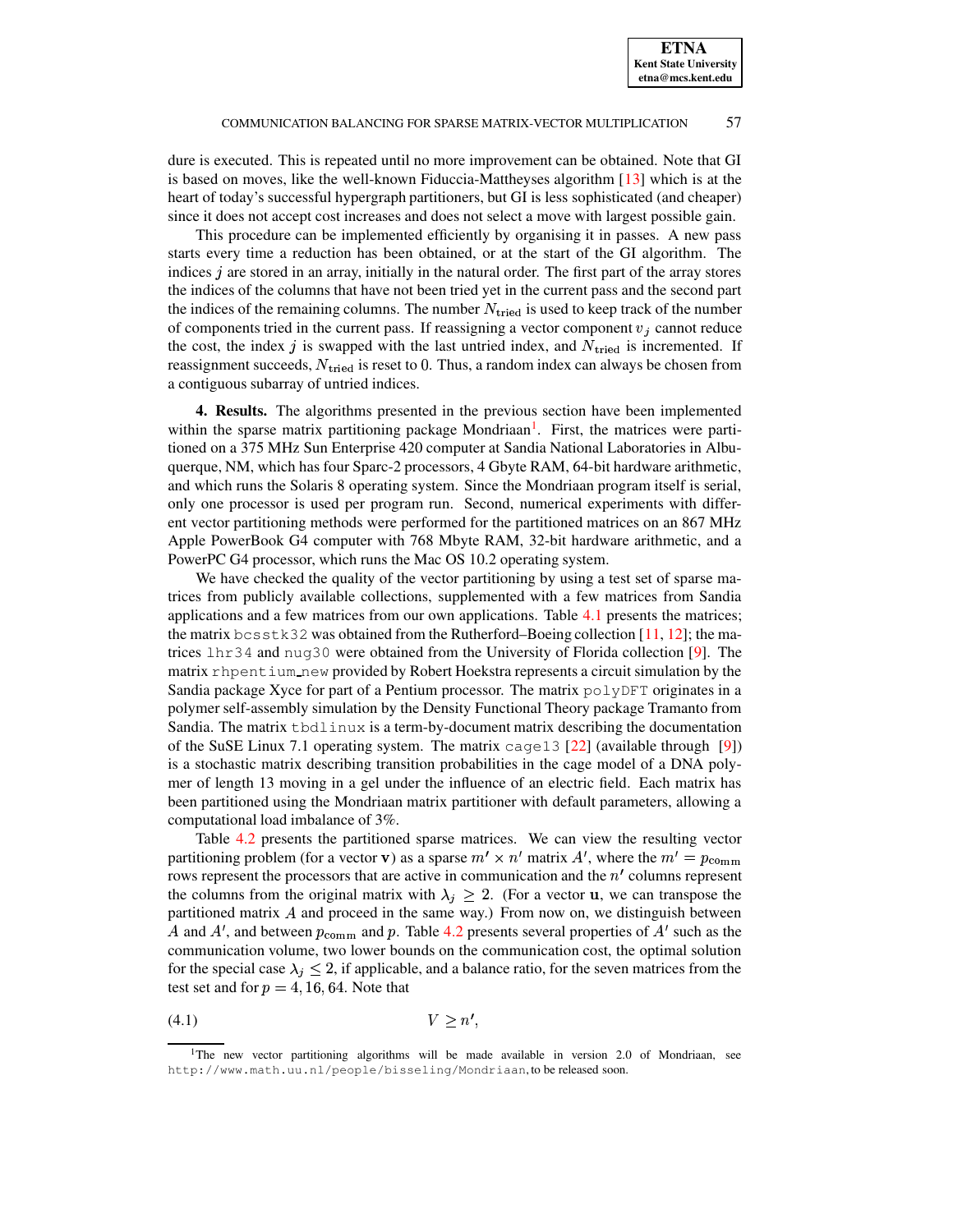dure is executed. This is repeated until no more improvement can be obtained. Note that GI is based on moves, like the well-known Fiduccia-Mattheyses algorithm [13] which is at the heart of today's successful hypergraph partitioners, but GI is less sophisticated (and cheaper) since it does not accept cost increases and does not select a move with largest possible gain.

This procedure can be implemented efficiently by organising it in passes. A new pass starts every time a reduction has been obtained, or at the start of the GI algorithm. The indices $j$ are stored in an array, initially in the natural order. The first part of the array stores the indices of the columns that have not been tried yet in the current pass and the second part the indices of the remaining columns. The number $N_{\text{tried}}$ is used to keep track of the number of components tried in the current pass. If reassigning a vector component $v_j$ cannot reduce the cost, the index $j$ is swapped with the last untried index, and $N_{\text{tried}}$ is incremented. If reassignment succeeds, $N_{\text{tried}}$ is reset to 0. Thus, a random index can always be chosen from a contiguous subarray of untried indices.

**4. Results.** The algorithms presented in the previous section have been implemented within the sparse matrix partitioning package Mondriaan[1]. First, the matrices were partitioned on a 375 MHz Sun Enterprise 420 computer at Sandia National Laboratories in Albuquerque, NM, which has four Sparc-2 processors, 4 Gbyte RAM, 64-bit hardware arithmetic, and which runs the Solaris 8 operating system. Since the Mondriaan program itself is serial, only one processor is used per program run. Second, numerical experiments with different vector partitioning methods were performed for the partitioned matrices on an 867 MHz Apple PowerBook G4 computer with 768 Mbyte RAM, 32-bit hardware arithmetic, and a PowerPC G4 processor, which runs the Mac OS 10.2 operating system.

We have checked the quality of the vector partitioning by using a test set of sparse matrices from publicly available collections, supplemented with a few matrices from Sandia applications and a few matrices from our own applications. Table 4.1 presents the matrices; the matrix `bcsstk32` was obtained from the Rutherford–Boeing collection [11, 12]; the matrices `lhr34` and `nug30` were obtained from the University of Florida collection [9]. The matrix `rhpentium_new` provided by Robert Hoekstra represents a circuit simulation by the Sandia package Xyce for part of a Pentium processor. The matrix `polyDFT` originates in a polymer self-assembly simulation by the Density Functional Theory package Tramanto from Sandia. The matrix `tbdlinux` is a term-by-document matrix describing the documentation of the SuSE Linux 7.1 operating system. The matrix `cage13` [22] (available through [9]) is a stochastic matrix describing transition probabilities in the cage model of a DNA polymer of length 13 moving in a gel under the influence of an electric field. Each matrix has been partitioned using the Mondriaan matrix partitioner with default parameters, allowing a computational load imbalance of 3%.

Table 4.2 presents the partitioned sparse matrices. We can view the resulting vector partitioning problem (for a vector $\mathbf{v}$) as a sparse $m' \times n'$ matrix $A'$, where the $m' = p_{\text{comm}}$ rows represent the processors that are active in communication and the $n'$ columns represent the columns from the original matrix with $\lambda_j \geq 2$. (For a vector $\mathbf{u}$, we can transpose the partitioned matrix $A$ and proceed in the same way.) From now on, we distinguish between $A$ and $A'$, and between $p_{\text{comm}}$ and $p$. Table 4.2 presents several properties of $A'$ such as the communication volume, two lower bounds on the communication cost, the optimal solution for the special case $\lambda_j \leq 2$, if applicable, and a balance ratio, for the seven matrices from the test set and for $p = 4, 16, 64$. Note that

$$V \geq n', \tag{4.1}$$

[1]The new vector partitioning algorithms will be made available in version 2.0 of Mondriaan, see `http://www.math.uu.nl/people/bisseling/Mondriaan`, to be released soon.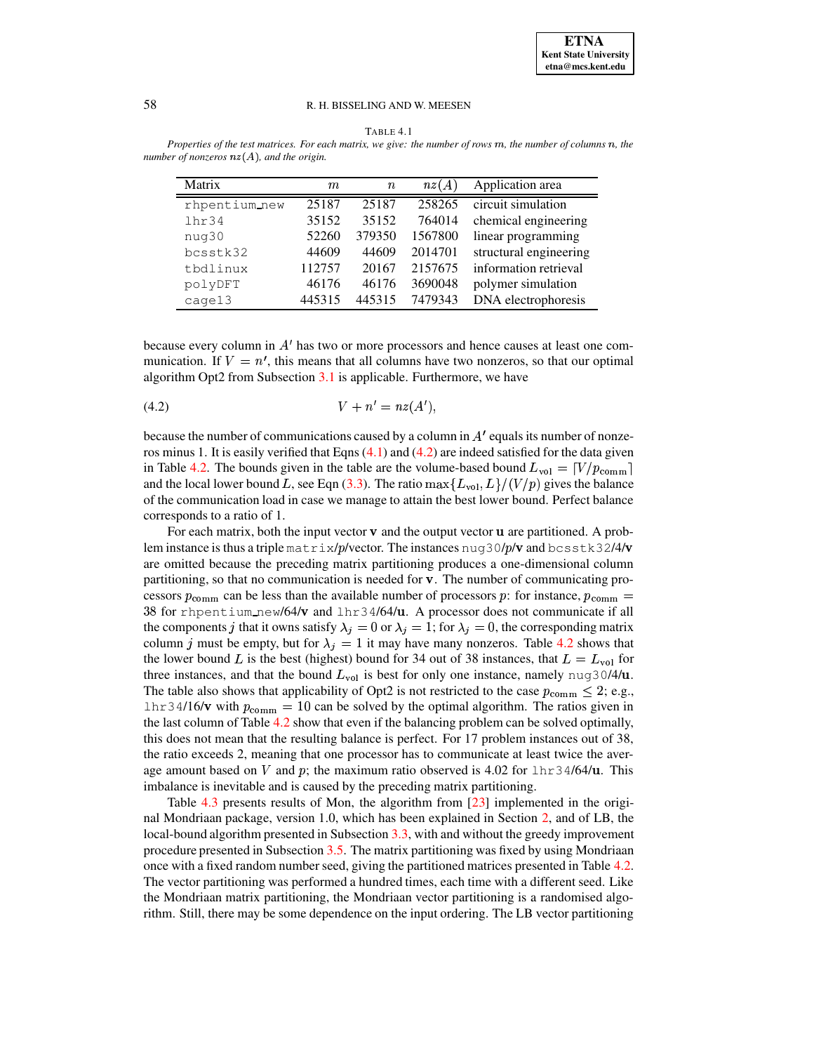TABLE 4.1

*Properties of the test matrices. For each matrix, we give: the number of rows $m$, the number of columns $n$, the number of nonzeros $nz(A)$, and the origin.*

| Matrix | $m$ | $n$ | $nz(A)$ | Application area |
|---|---|---|---|---|
| rhpentium_new | 25187 | 25187 | 258265 | circuit simulation |
| lhr34 | 35152 | 35152 | 764014 | chemical engineering |
| nug30 | 52260 | 379350 | 1567800 | linear programming |
| bcsstk32 | 44609 | 44609 | 2014701 | structural engineering |
| tbdlinux | 112757 | 20167 | 2157675 | information retrieval |
| polyDFT | 46176 | 46176 | 3690048 | polymer simulation |
| cage13 | 445315 | 445315 | 7479343 | DNA electrophoresis |

because every column in $A'$ has two or more processors and hence causes at least one communication. If $V = n'$, this means that all columns have two nonzeros, so that our optimal algorithm Opt2 from Subsection 3.1 is applicable. Furthermore, we have

$$V + n' = nz(A'), \tag{4.2}$$

because the number of communications caused by a column in $A'$ equals its number of nonzeros minus 1. It is easily verified that Eqns (4.1) and (4.2) are indeed satisfied for the data given in Table 4.2. The bounds given in the table are the volume-based bound $L_{\rm vol} = \lceil V/p_{\rm comm} \rceil$ and the local lower bound $L$, see Eqn (3.3). The ratio $\max\{L_{\rm vol}, L\}/(V/p)$ gives the balance of the communication load in case we manage to attain the best lower bound. Perfect balance corresponds to a ratio of 1.

For each matrix, both the input vector $\mathbf{v}$ and the output vector $\mathbf{u}$ are partitioned. A problem instance is thus a triple matrix/$p$/vector. The instances nug30/$p$/$\mathbf{v}$ and bcsstk32/4/$\mathbf{v}$ are omitted because the preceding matrix partitioning produces a one-dimensional column partitioning, so that no communication is needed for $\mathbf{v}$. The number of communicating processors $p_{\rm comm}$ can be less than the available number of processors $p$: for instance, $p_{\rm comm} = 38$ for rhpentium_new/64/$\mathbf{v}$ and lhr34/64/$\mathbf{u}$. A processor does not communicate if all the components $j$ that it owns satisfy $\lambda_j = 0$ or $\lambda_j = 1$; for $\lambda_j = 0$, the corresponding matrix column $j$ must be empty, but for $\lambda_j = 1$ it may have many nonzeros. Table 4.2 shows that the lower bound $L$ is the best (highest) bound for 34 out of 38 instances, that $L = L_{\rm vol}$ for three instances, and that the bound $L_{\rm vol}$ is best for only one instance, namely nug30/4/$\mathbf{u}$. The table also shows that applicability of Opt2 is not restricted to the case $p_{\rm comm} \leq 2$; e.g., lhr34/16/$\mathbf{v}$ with $p_{\rm comm} = 10$ can be solved by the optimal algorithm. The ratios given in the last column of Table 4.2 show that even if the balancing problem can be solved optimally, this does not mean that the resulting balance is perfect. For 17 problem instances out of 38, the ratio exceeds 2, meaning that one processor has to communicate at least twice the average amount based on $V$ and $p$; the maximum ratio observed is 4.02 for lhr34/64/$\mathbf{u}$. This imbalance is inevitable and is caused by the preceding matrix partitioning.

Table 4.3 presents results of Mon, the algorithm from [23] implemented in the original Mondriaan package, version 1.0, which has been explained in Section 2, and of LB, the local-bound algorithm presented in Subsection 3.3, with and without the greedy improvement procedure presented in Subsection 3.5. The matrix partitioning was fixed by using Mondriaan once with a fixed random number seed, giving the partitioned matrices presented in Table 4.2. The vector partitioning was performed a hundred times, each time with a different seed. Like the Mondriaan matrix partitioning, the Mondriaan vector partitioning is a randomised algorithm. Still, there may be some dependence on the input ordering. The LB vector partitioning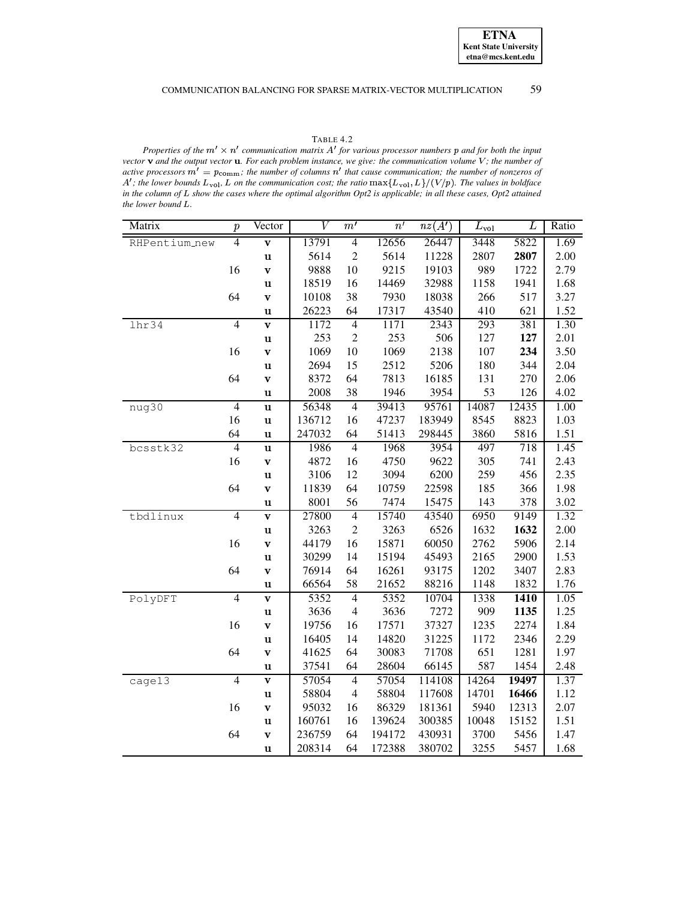TABLE 4.2

*Properties of the $m' \times n'$ communication matrix $A'$ for various processor numbers $p$ and for both the input vector $\mathbf{v}$ and the output vector $\mathbf{u}$. For each problem instance, we give: the communication volume $V$; the number of active processors $m' = p_{\mathrm{comm}}$; the number of columns $n'$ that cause communication; the number of nonzeros of $A'$; the lower bounds $L_{\mathrm{vol}}$, $L$ on the communication cost; the ratio $\max\{L_{\mathrm{vol}}, L\}/(V/p)$. The values in boldface in the column of $L$ show the cases where the optimal algorithm Opt2 is applicable; in all these cases, Opt2 attained the lower bound $L$.*

| Matrix | $p$ | Vector | $V$ | $m'$ | $n'$ | $nz(A')$ | $L_{\mathrm{vol}}$ | $L$ | Ratio |
|---|---|---|---|---|---|---|---|---|---|
| RHPentium_new | 4 | $\mathbf{v}$ | 13791 | 4 | 12656 | 26447 | 3448 | 5822 | 1.69 |
| | | $\mathbf{u}$ | 5614 | 2 | 5614 | 11228 | 2807 | **2807** | 2.00 |
| | 16 | $\mathbf{v}$ | 9888 | 10 | 9215 | 19103 | 989 | 1722 | 2.79 |
| | | $\mathbf{u}$ | 18519 | 16 | 14469 | 32988 | 1158 | 1941 | 1.68 |
| | 64 | $\mathbf{v}$ | 10108 | 38 | 7930 | 18038 | 266 | 517 | 3.27 |
| | | $\mathbf{u}$ | 26223 | 64 | 17317 | 43540 | 410 | 621 | 1.52 |
| lhr34 | 4 | $\mathbf{v}$ | 1172 | 4 | 1171 | 2343 | 293 | 381 | 1.30 |
| | | $\mathbf{u}$ | 253 | 2 | 253 | 506 | 127 | **127** | 2.01 |
| | 16 | $\mathbf{v}$ | 1069 | 10 | 1069 | 2138 | 107 | **234** | 3.50 |
| | | $\mathbf{u}$ | 2694 | 15 | 2512 | 5206 | 180 | 344 | 2.04 |
| | 64 | $\mathbf{v}$ | 8372 | 64 | 7813 | 16185 | 131 | 270 | 2.06 |
| | | $\mathbf{u}$ | 2008 | 38 | 1946 | 3954 | 53 | 126 | 4.02 |
| nug30 | 4 | $\mathbf{u}$ | 56348 | 4 | 39413 | 95761 | 14087 | 12435 | 1.00 |
| | 16 | $\mathbf{u}$ | 136712 | 16 | 47237 | 183949 | 8545 | 8823 | 1.03 |
| | 64 | $\mathbf{u}$ | 247032 | 64 | 51413 | 298445 | 3860 | 5816 | 1.51 |
| bcsstk32 | 4 | $\mathbf{u}$ | 1986 | 4 | 1968 | 3954 | 497 | 718 | 1.45 |
| | 16 | $\mathbf{v}$ | 4872 | 16 | 4750 | 9622 | 305 | 741 | 2.43 |
| | | $\mathbf{u}$ | 3106 | 12 | 3094 | 6200 | 259 | 456 | 2.35 |
| | 64 | $\mathbf{v}$ | 11839 | 64 | 10759 | 22598 | 185 | 366 | 1.98 |
| | | $\mathbf{u}$ | 8001 | 56 | 7474 | 15475 | 143 | 378 | 3.02 |
| tbdlinux | 4 | $\mathbf{v}$ | 27800 | 4 | 15740 | 43540 | 6950 | 9149 | 1.32 |
| | | $\mathbf{u}$ | 3263 | 2 | 3263 | 6526 | 1632 | **1632** | 2.00 |
| | 16 | $\mathbf{v}$ | 44179 | 16 | 15871 | 60050 | 2762 | 5906 | 2.14 |
| | | $\mathbf{u}$ | 30299 | 14 | 15194 | 45493 | 2165 | 2900 | 1.53 |
| | 64 | $\mathbf{v}$ | 76914 | 64 | 16261 | 93175 | 1202 | 3407 | 2.83 |
| | | $\mathbf{u}$ | 66564 | 58 | 21652 | 88216 | 1148 | 1832 | 1.76 |
| PolyDFT | 4 | $\mathbf{v}$ | 5352 | 4 | 5352 | 10704 | 1338 | **1410** | 1.05 |
| | | $\mathbf{u}$ | 3636 | 4 | 3636 | 7272 | 909 | **1135** | 1.25 |
| | 16 | $\mathbf{v}$ | 19756 | 16 | 17571 | 37327 | 1235 | 2274 | 1.84 |
| | | $\mathbf{u}$ | 16405 | 14 | 14820 | 31225 | 1172 | 2346 | 2.29 |
| | 64 | $\mathbf{v}$ | 41625 | 64 | 30083 | 71708 | 651 | 1281 | 1.97 |
| | | $\mathbf{u}$ | 37541 | 64 | 28604 | 66145 | 587 | 1454 | 2.48 |
| cage13 | 4 | $\mathbf{v}$ | 57054 | 4 | 57054 | 114108 | 14264 | **19497** | 1.37 |
| | | $\mathbf{u}$ | 58804 | 4 | 58804 | 117608 | 14701 | **16466** | 1.12 |
| | 16 | $\mathbf{v}$ | 95032 | 16 | 86329 | 181361 | 5940 | 12313 | 2.07 |
| | | $\mathbf{u}$ | 160761 | 16 | 139624 | 300385 | 10048 | 15152 | 1.51 |
| | 64 | $\mathbf{v}$ | 236759 | 64 | 194172 | 430931 | 3700 | 5456 | 1.47 |
| | | $\mathbf{u}$ | 208314 | 64 | 172388 | 380702 | 3255 | 5457 | 1.68 |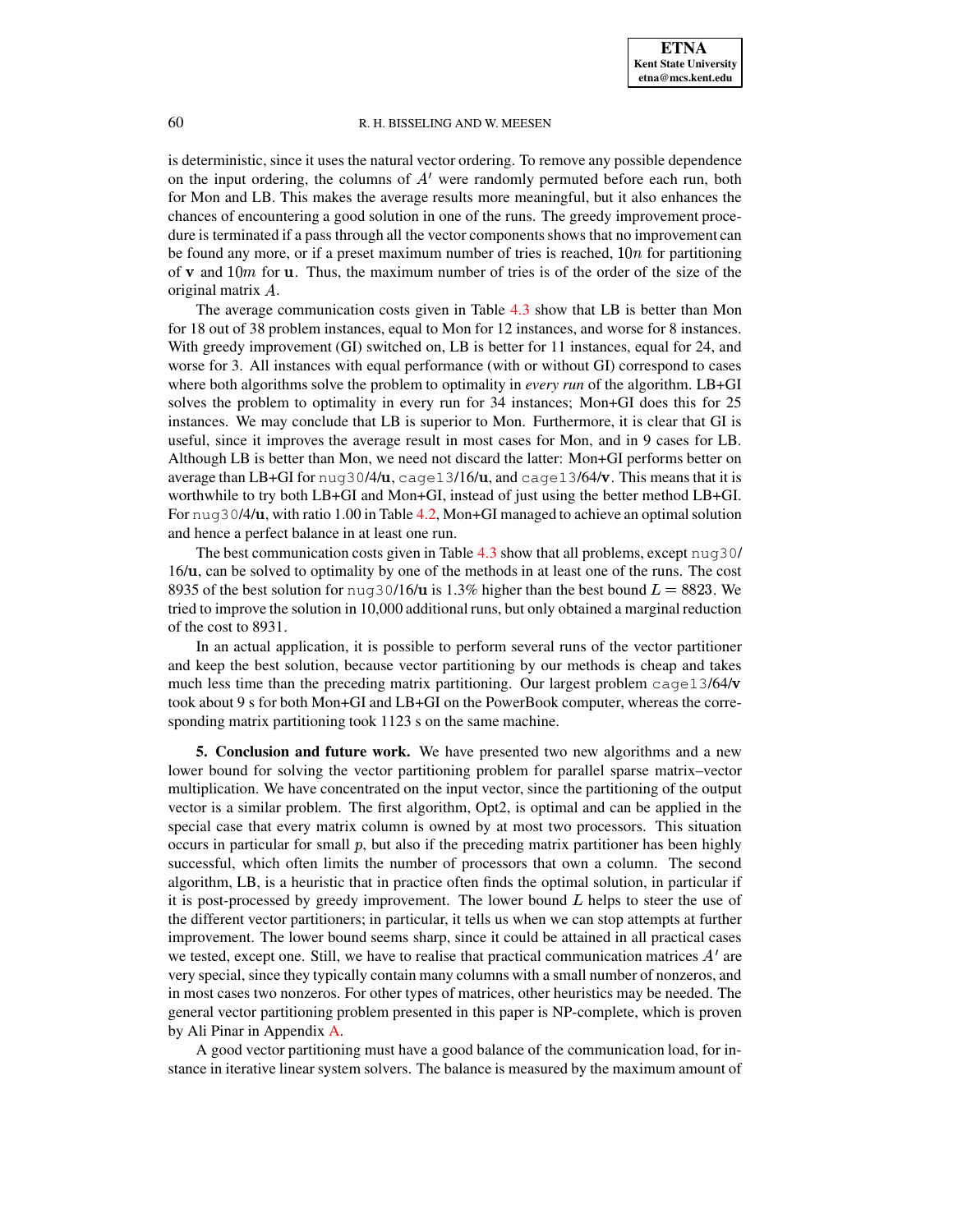is deterministic, since it uses the natural vector ordering. To remove any possible dependence on the input ordering, the columns of $A'$ were randomly permuted before each run, both for Mon and LB. This makes the average results more meaningful, but it also enhances the chances of encountering a good solution in one of the runs. The greedy improvement procedure is terminated if a pass through all the vector components shows that no improvement can be found any more, or if a preset maximum number of tries is reached, $10n$ for partitioning of $\mathbf{v}$ and $10m$ for $\mathbf{u}$. Thus, the maximum number of tries is of the order of the size of the original matrix $A$.

The average communication costs given in Table 4.3 show that LB is better than Mon for 18 out of 38 problem instances, equal to Mon for 12 instances, and worse for 8 instances. With greedy improvement (GI) switched on, LB is better for 11 instances, equal for 24, and worse for 3. All instances with equal performance (with or without GI) correspond to cases where both algorithms solve the problem to optimality in *every run* of the algorithm. LB+GI solves the problem to optimality in every run for 34 instances; Mon+GI does this for 25 instances. We may conclude that LB is superior to Mon. Furthermore, it is clear that GI is useful, since it improves the average result in most cases for Mon, and in 9 cases for LB. Although LB is better than Mon, we need not discard the latter: Mon+GI performs better on average than LB+GI for `nug30`/4/$\mathbf{u}$, `cage13`/16/$\mathbf{u}$, and `cage13`/64/$\mathbf{v}$. This means that it is worthwhile to try both LB+GI and Mon+GI, instead of just using the better method LB+GI. For `nug30`/4/$\mathbf{u}$, with ratio 1.00 in Table 4.2, Mon+GI managed to achieve an optimal solution and hence a perfect balance in at least one run.

The best communication costs given in Table 4.3 show that all problems, except `nug30`/16/$\mathbf{u}$, can be solved to optimality by one of the methods in at least one of the runs. The cost 8935 of the best solution for `nug30`/16/$\mathbf{u}$ is 1.3% higher than the best bound $L = 8823$. We tried to improve the solution in 10,000 additional runs, but only obtained a marginal reduction of the cost to 8931.

In an actual application, it is possible to perform several runs of the vector partitioner and keep the best solution, because vector partitioning by our methods is cheap and takes much less time than the preceding matrix partitioning. Our largest problem `cage13`/64/$\mathbf{v}$ took about 9 s for both Mon+GI and LB+GI on the PowerBook computer, whereas the corresponding matrix partitioning took 1123 s on the same machine.

## 5. Conclusion and future work.

We have presented two new algorithms and a new lower bound for solving the vector partitioning problem for parallel sparse matrix–vector multiplication. We have concentrated on the input vector, since the partitioning of the output vector is a similar problem. The first algorithm, Opt2, is optimal and can be applied in the special case that every matrix column is owned by at most two processors. This situation occurs in particular for small $p$, but also if the preceding matrix partitioner has been highly successful, which often limits the number of processors that own a column. The second algorithm, LB, is a heuristic that in practice often finds the optimal solution, in particular if it is post-processed by greedy improvement. The lower bound $L$ helps to steer the use of the different vector partitioners; in particular, it tells us when we can stop attempts at further improvement. The lower bound seems sharp, since it could be attained in all practical cases we tested, except one. Still, we have to realise that practical communication matrices $A'$ are very special, since they typically contain many columns with a small number of nonzeros, and in most cases two nonzeros. For other types of matrices, other heuristics may be needed. The general vector partitioning problem presented in this paper is NP-complete, which is proven by Ali Pinar in Appendix A.

A good vector partitioning must have a good balance of the communication load, for instance in iterative linear system solvers. The balance is measured by the maximum amount of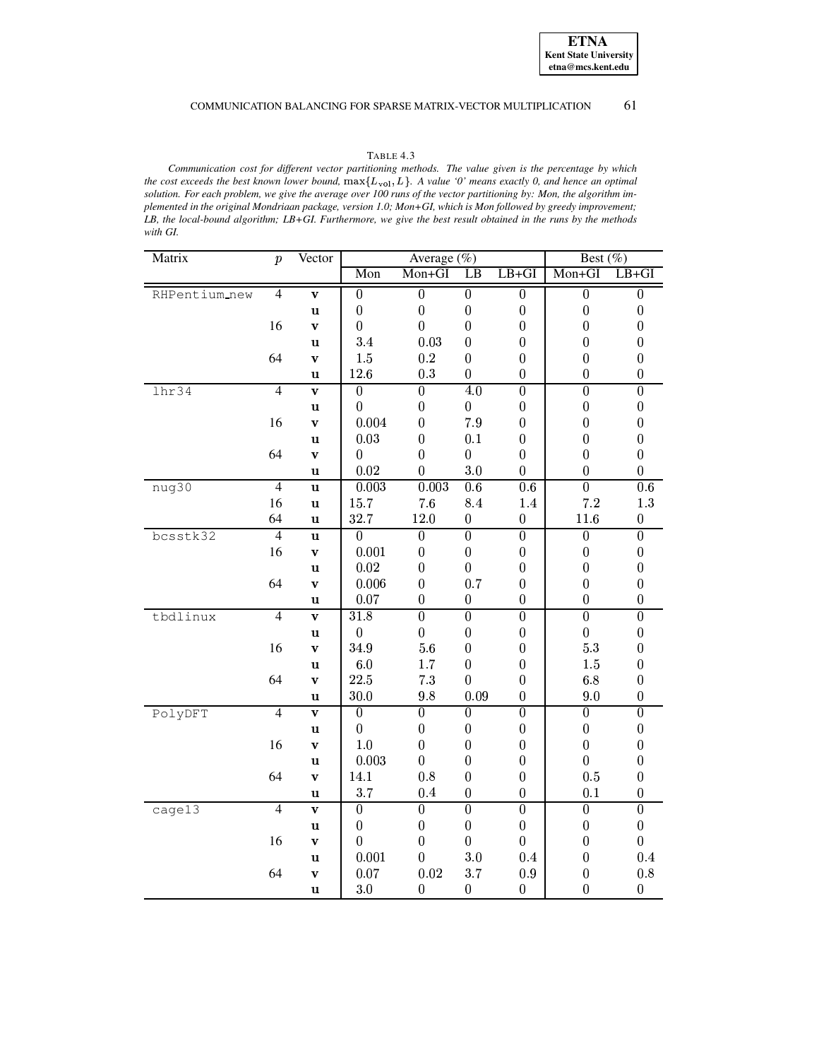TABLE 4.3

*Communication cost for different vector partitioning methods. The value given is the percentage by which the cost exceeds the best known lower bound,* $\max\{L_{\text{vol}}, L\}$*. A value '0' means exactly 0, and hence an optimal solution. For each problem, we give the average over 100 runs of the vector partitioning by: Mon, the algorithm implemented in the original Mondriaan package, version 1.0; Mon+GI, which is Mon followed by greedy improvement; LB, the local-bound algorithm; LB+GI. Furthermore, we give the best result obtained in the runs by the methods with GI.*

| Matrix | $p$ | Vector | Average (%) | | | | Best (%) | |
|---|---|---|---|---|---|---|---|---|
| | | | Mon | Mon+GI | LB | LB+GI | Mon+GI | LB+GI |
| RHPentium_new | 4 | $\mathbf{v}$ | 0 | 0 | 0 | 0 | 0 | 0 |
| | | $\mathbf{u}$ | 0 | 0 | 0 | 0 | 0 | 0 |
| | 16 | $\mathbf{v}$ | 0 | 0 | 0 | 0 | 0 | 0 |
| | | $\mathbf{u}$ | 3.4 | 0.03 | 0 | 0 | 0 | 0 |
| | 64 | $\mathbf{v}$ | 1.5 | 0.2 | 0 | 0 | 0 | 0 |
| | | $\mathbf{u}$ | 12.6 | 0.3 | 0 | 0 | 0 | 0 |
| lhr34 | 4 | $\mathbf{v}$ | 0 | 0 | 4.0 | 0 | 0 | 0 |
| | | $\mathbf{u}$ | 0 | 0 | 0 | 0 | 0 | 0 |
| | 16 | $\mathbf{v}$ | 0.004 | 0 | 7.9 | 0 | 0 | 0 |
| | | $\mathbf{u}$ | 0.03 | 0 | 0.1 | 0 | 0 | 0 |
| | 64 | $\mathbf{v}$ | 0 | 0 | 0 | 0 | 0 | 0 |
| | | $\mathbf{u}$ | 0.02 | 0 | 3.0 | 0 | 0 | 0 |
| nug30 | 4 | $\mathbf{u}$ | 0.003 | 0.003 | 0.6 | 0.6 | 0 | 0.6 |
| | 16 | $\mathbf{u}$ | 15.7 | 7.6 | 8.4 | 1.4 | 7.2 | 1.3 |
| | 64 | $\mathbf{u}$ | 32.7 | 12.0 | 0 | 0 | 11.6 | 0 |
| bcsstk32 | 4 | $\mathbf{u}$ | 0 | 0 | 0 | 0 | 0 | 0 |
| | 16 | $\mathbf{v}$ | 0.001 | 0 | 0 | 0 | 0 | 0 |
| | | $\mathbf{u}$ | 0.02 | 0 | 0 | 0 | 0 | 0 |
| | 64 | $\mathbf{v}$ | 0.006 | 0 | 0.7 | 0 | 0 | 0 |
| | | $\mathbf{u}$ | 0.07 | 0 | 0 | 0 | 0 | 0 |
| tbdlinux | 4 | $\mathbf{v}$ | 31.8 | 0 | 0 | 0 | 0 | 0 |
| | | $\mathbf{u}$ | 0 | 0 | 0 | 0 | 0 | 0 |
| | 16 | $\mathbf{v}$ | 34.9 | 5.6 | 0 | 0 | 5.3 | 0 |
| | | $\mathbf{u}$ | 6.0 | 1.7 | 0 | 0 | 1.5 | 0 |
| | 64 | $\mathbf{v}$ | 22.5 | 7.3 | 0 | 0 | 6.8 | 0 |
| | | $\mathbf{u}$ | 30.0 | 9.8 | 0.09 | 0 | 9.0 | 0 |
| PolyDFT | 4 | $\mathbf{v}$ | 0 | 0 | 0 | 0 | 0 | 0 |
| | | $\mathbf{u}$ | 0 | 0 | 0 | 0 | 0 | 0 |
| | 16 | $\mathbf{v}$ | 1.0 | 0 | 0 | 0 | 0 | 0 |
| | | $\mathbf{u}$ | 0.003 | 0 | 0 | 0 | 0 | 0 |
| | 64 | $\mathbf{v}$ | 14.1 | 0.8 | 0 | 0 | 0.5 | 0 |
| | | $\mathbf{u}$ | 3.7 | 0.4 | 0 | 0 | 0.1 | 0 |
| cage13 | 4 | $\mathbf{v}$ | 0 | 0 | 0 | 0 | 0 | 0 |
| | | $\mathbf{u}$ | 0 | 0 | 0 | 0 | 0 | 0 |
| | 16 | $\mathbf{v}$ | 0 | 0 | 0 | 0 | 0 | 0 |
| | | $\mathbf{u}$ | 0.001 | 0 | 3.0 | 0.4 | 0 | 0.4 |
| | 64 | $\mathbf{v}$ | 0.07 | 0.02 | 3.7 | 0.9 | 0 | 0.8 |
| | | $\mathbf{u}$ | 3.0 | 0 | 0 | 0 | 0 | 0 |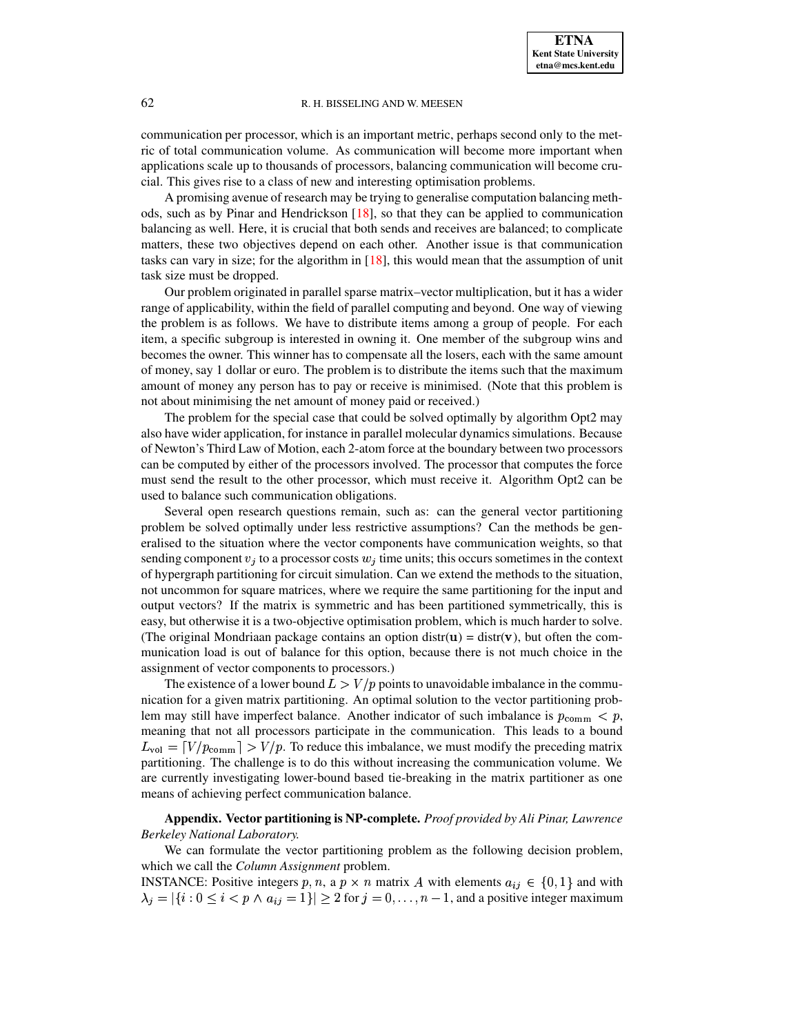communication per processor, which is an important metric, perhaps second only to the metric of total communication volume. As communication will become more important when applications scale up to thousands of processors, balancing communication will become crucial. This gives rise to a class of new and interesting optimisation problems.

A promising avenue of research may be trying to generalise computation balancing methods, such as by Pinar and Hendrickson [18], so that they can be applied to communication balancing as well. Here, it is crucial that both sends and receives are balanced; to complicate matters, these two objectives depend on each other. Another issue is that communication tasks can vary in size; for the algorithm in [18], this would mean that the assumption of unit task size must be dropped.

Our problem originated in parallel sparse matrix–vector multiplication, but it has a wider range of applicability, within the field of parallel computing and beyond. One way of viewing the problem is as follows. We have to distribute items among a group of people. For each item, a specific subgroup is interested in owning it. One member of the subgroup wins and becomes the owner. This winner has to compensate all the losers, each with the same amount of money, say 1 dollar or euro. The problem is to distribute the items such that the maximum amount of money any person has to pay or receive is minimised. (Note that this problem is not about minimising the net amount of money paid or received.)

The problem for the special case that could be solved optimally by algorithm Opt2 may also have wider application, for instance in parallel molecular dynamics simulations. Because of Newton's Third Law of Motion, each 2-atom force at the boundary between two processors can be computed by either of the processors involved. The processor that computes the force must send the result to the other processor, which must receive it. Algorithm Opt2 can be used to balance such communication obligations.

Several open research questions remain, such as: can the general vector partitioning problem be solved optimally under less restrictive assumptions? Can the methods be generalised to the situation where the vector components have communication weights, so that sending component $v_j$ to a processor costs $w_j$ time units; this occurs sometimes in the context of hypergraph partitioning for circuit simulation. Can we extend the methods to the situation, not uncommon for square matrices, where we require the same partitioning for the input and output vectors? If the matrix is symmetric and has been partitioned symmetrically, this is easy, but otherwise it is a two-objective optimisation problem, which is much harder to solve. (The original Mondriaan package contains an option distr($\mathbf{u}$) = distr($\mathbf{v}$), but often the communication load is out of balance for this option, because there is not much choice in the assignment of vector components to processors.)

The existence of a lower bound $L > V/p$ points to unavoidable imbalance in the communication for a given matrix partitioning. An optimal solution to the vector partitioning problem may still have imperfect balance. Another indicator of such imbalance is $p_{\mathrm{comm}} < p$, meaning that not all processors participate in the communication. This leads to a bound $L_{\mathrm{vol}} = \lceil V/p_{\mathrm{comm}} \rceil > V/p$. To reduce this imbalance, we must modify the preceding matrix partitioning. The challenge is to do this without increasing the communication volume. We are currently investigating lower-bound based tie-breaking in the matrix partitioner as one means of achieving perfect communication balance.

**Appendix. Vector partitioning is NP-complete.** *Proof provided by Ali Pinar, Lawrence Berkeley National Laboratory.*

We can formulate the vector partitioning problem as the following decision problem, which we call the *Column Assignment* problem.

INSTANCE: Positive integers $p, n$, a $p \times n$ matrix $A$ with elements $a_{ij} \in \{0, 1\}$ and with $\lambda_j = |\{i : 0 \leq i < p \wedge a_{ij} = 1\}| \geq 2$ for $j = 0, \ldots, n-1$, and a positive integer maximum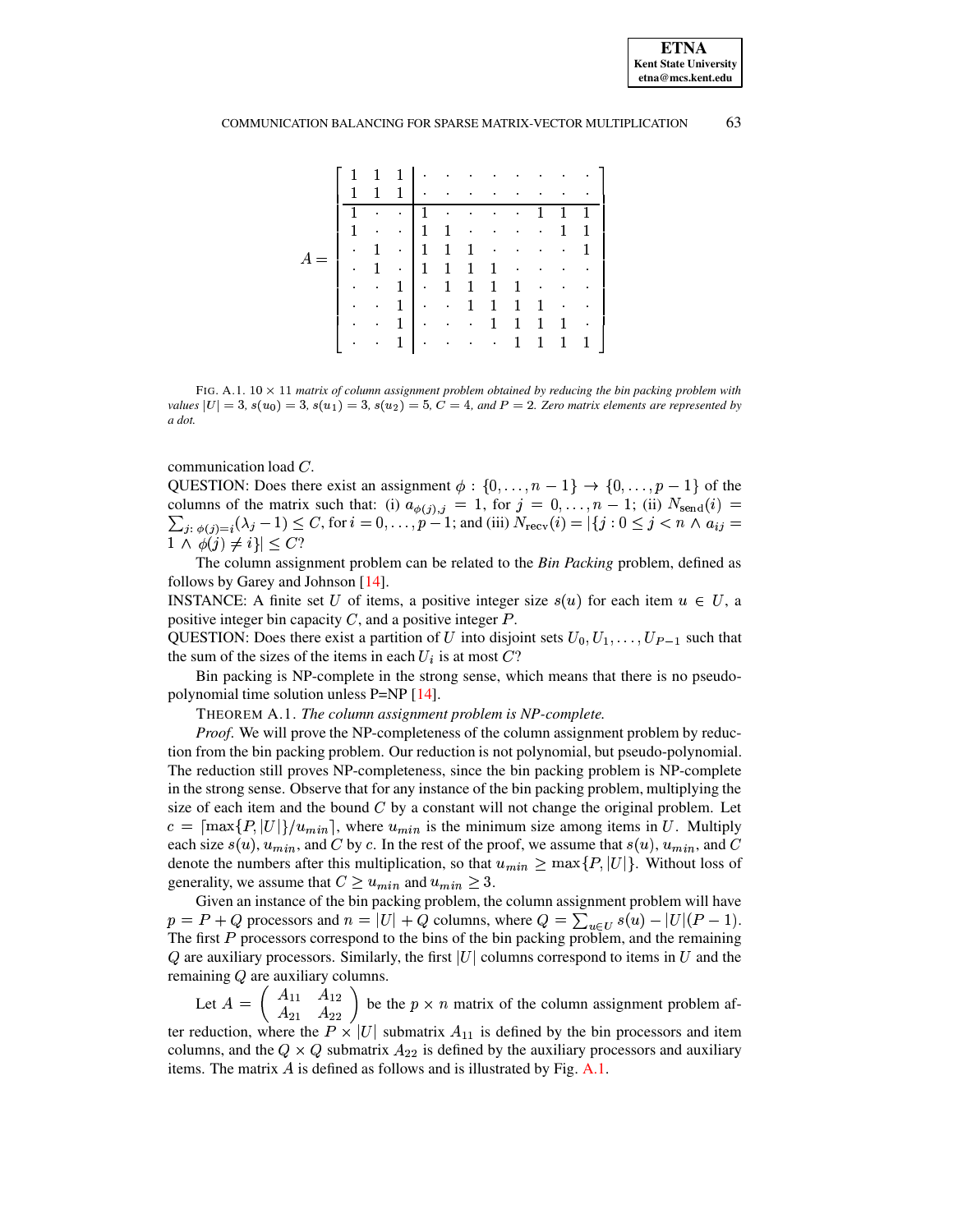$$
A = \left[\begin{array}{ccc|cccccccc}
1 & 1 & 1 & \cdot & \cdot & \cdot & \cdot & \cdot & \cdot & \cdot & \cdot \\
1 & 1 & 1 & \cdot & \cdot & \cdot & \cdot & \cdot & \cdot & \cdot & \cdot \\
\hline
1 & \cdot & \cdot & 1 & \cdot & \cdot & \cdot & \cdot & 1 & 1 & 1 \\
1 & \cdot & \cdot & 1 & 1 & \cdot & \cdot & \cdot & \cdot & 1 & 1 \\
\cdot & 1 & \cdot & 1 & 1 & 1 & \cdot & \cdot & \cdot & \cdot & 1 \\
\cdot & 1 & \cdot & 1 & 1 & 1 & 1 & \cdot & \cdot & \cdot & \cdot \\
\cdot & \cdot & 1 & \cdot & 1 & 1 & 1 & 1 & \cdot & \cdot & \cdot \\
\cdot & \cdot & 1 & \cdot & \cdot & 1 & 1 & 1 & 1 & \cdot & \cdot \\
\cdot & \cdot & 1 & \cdot & \cdot & \cdot & 1 & 1 & 1 & 1 & \cdot \\
\cdot & \cdot & 1 & \cdot & \cdot & \cdot & \cdot & 1 & 1 & 1 & 1
\end{array}\right]
$$

FIG. A.1. $10 \times 11$ *matrix of column assignment problem obtained by reducing the bin packing problem with values* $|U| = 3$, $s(u_0) = 3$, $s(u_1) = 3$, $s(u_2) = 5$, $C = 4$, *and* $P = 2$. *Zero matrix elements are represented by a dot.*

communication load $C$.
QUESTION: Does there exist an assignment $\phi : \{0, \ldots, n-1\} \to \{0, \ldots, p-1\}$ of the columns of the matrix such that: (i) $a_{\phi(j),j} = 1$, for $j = 0, \ldots, n-1$; (ii) $N_{\text{send}}(i) = \sum_{j:\, \phi(j)=i} (\lambda_j - 1) \leq C$, for $i = 0, \ldots, p-1$; and (iii) $N_{\text{recv}}(i) = |\{j : 0 \leq j < n \wedge a_{ij} = 1 \wedge \phi(j) \neq i\}| \leq C$?

The column assignment problem can be related to the *Bin Packing* problem, defined as follows by Garey and Johnson [14].
INSTANCE: A finite set $U$ of items, a positive integer size $s(u)$ for each item $u \in U$, a positive integer bin capacity $C$, and a positive integer $P$.
QUESTION: Does there exist a partition of $U$ into disjoint sets $U_0, U_1, \ldots, U_{P-1}$ such that the sum of the sizes of the items in each $U_i$ is at most $C$?

Bin packing is NP-complete in the strong sense, which means that there is no pseudo-polynomial time solution unless P=NP [14].

THEOREM A.1. *The column assignment problem is NP-complete.*

*Proof*. We will prove the NP-completeness of the column assignment problem by reduction from the bin packing problem. Our reduction is not polynomial, but pseudo-polynomial. The reduction still proves NP-completeness, since the bin packing problem is NP-complete in the strong sense. Observe that for any instance of the bin packing problem, multiplying the size of each item and the bound $C$ by a constant will not change the original problem. Let $c = \lceil \max\{P, |U|\}/u_{min} \rceil$, where $u_{min}$ is the minimum size among items in $U$. Multiply each size $s(u)$, $u_{min}$, and $C$ by $c$. In the rest of the proof, we assume that $s(u)$, $u_{min}$, and $C$ denote the numbers after this multiplication, so that $u_{min} \geq \max\{P, |U|\}$. Without loss of generality, we assume that $C \geq u_{min}$ and $u_{min} \geq 3$.

Given an instance of the bin packing problem, the column assignment problem will have $p = P + Q$ processors and $n = |U| + Q$ columns, where $Q = \sum_{u \in U} s(u) - |U|(P-1)$. The first $P$ processors correspond to the bins of the bin packing problem, and the remaining $Q$ are auxiliary processors. Similarly, the first $|U|$ columns correspond to items in $U$ and the remaining $Q$ are auxiliary columns.

Let $A = \begin{pmatrix} A_{11} & A_{12} \\ A_{21} & A_{22} \end{pmatrix}$ be the $p \times n$ matrix of the column assignment problem after reduction, where the $P \times |U|$ submatrix $A_{11}$ is defined by the bin processors and item columns, and the $Q \times Q$ submatrix $A_{22}$ is defined by the auxiliary processors and auxiliary items. The matrix $A$ is defined as follows and is illustrated by Fig. A.1.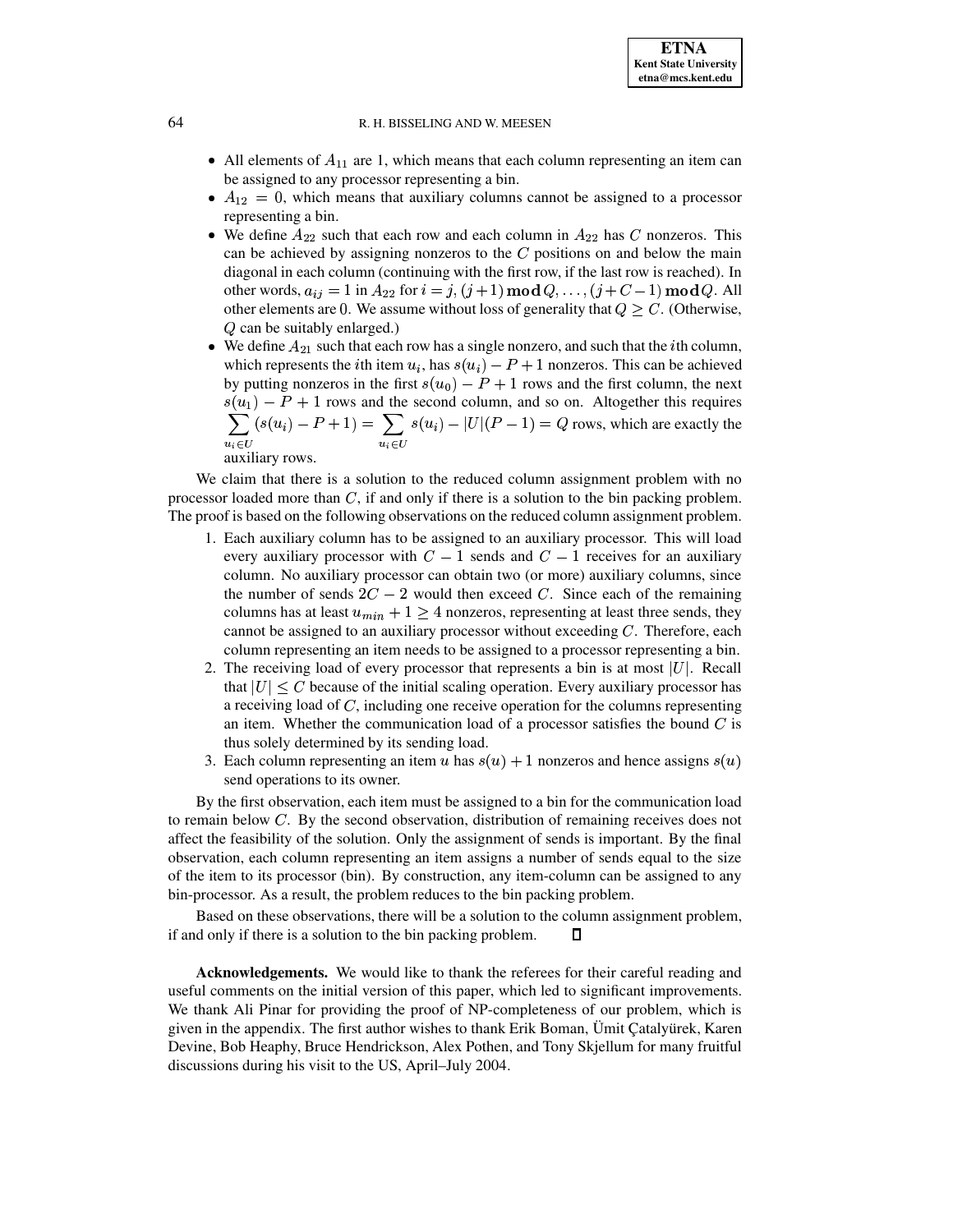- All elements of $A_{11}$ are 1, which means that each column representing an item can be assigned to any processor representing a bin.
- $A_{12} = 0$, which means that auxiliary columns cannot be assigned to a processor representing a bin.
- We define $A_{22}$ such that each row and each column in $A_{22}$ has $C$ nonzeros. This can be achieved by assigning nonzeros to the $C$ positions on and below the main diagonal in each column (continuing with the first row, if the last row is reached). In other words, $a_{ij} = 1$ in $A_{22}$ for $i = j, (j+1) \,\mathbf{mod}\, Q, \ldots, (j+C-1) \,\mathbf{mod}\, Q$. All other elements are 0. We assume without loss of generality that $Q \geq C$. (Otherwise, $Q$ can be suitably enlarged.)
- We define $A_{21}$ such that each row has a single nonzero, and such that the $i$th column, which represents the $i$th item $u_i$, has $s(u_i) - P + 1$ nonzeros. This can be achieved by putting nonzeros in the first $s(u_0) - P + 1$ rows and the first column, the next $s(u_1) - P + 1$ rows and the second column, and so on. Altogether this requires $\sum_{u_i \in U} (s(u_i) - P + 1) = \sum_{u_i \in U} s(u_i) - |U|(P-1) = Q$ rows, which are exactly the auxiliary rows.

We claim that there is a solution to the reduced column assignment problem with no processor loaded more than $C$, if and only if there is a solution to the bin packing problem. The proof is based on the following observations on the reduced column assignment problem.

1. Each auxiliary column has to be assigned to an auxiliary processor. This will load every auxiliary processor with $C - 1$ sends and $C - 1$ receives for an auxiliary column. No auxiliary processor can obtain two (or more) auxiliary columns, since the number of sends $2C - 2$ would then exceed $C$. Since each of the remaining columns has at least $u_{min} + 1 \geq 4$ nonzeros, representing at least three sends, they cannot be assigned to an auxiliary processor without exceeding $C$. Therefore, each column representing an item needs to be assigned to a processor representing a bin.
2. The receiving load of every processor that represents a bin is at most $|U|$. Recall that $|U| \leq C$ because of the initial scaling operation. Every auxiliary processor has a receiving load of $C$, including one receive operation for the columns representing an item. Whether the communication load of a processor satisfies the bound $C$ is thus solely determined by its sending load.
3. Each column representing an item $u$ has $s(u) + 1$ nonzeros and hence assigns $s(u)$ send operations to its owner.

By the first observation, each item must be assigned to a bin for the communication load to remain below $C$. By the second observation, distribution of remaining receives does not affect the feasibility of the solution. Only the assignment of sends is important. By the final observation, each column representing an item assigns a number of sends equal to the size of the item to its processor (bin). By construction, any item-column can be assigned to any bin-processor. As a result, the problem reduces to the bin packing problem.

Based on these observations, there will be a solution to the column assignment problem, if and only if there is a solution to the bin packing problem. ◻

**Acknowledgements.** We would like to thank the referees for their careful reading and useful comments on the initial version of this paper, which led to significant improvements. We thank Ali Pinar for providing the proof of NP-completeness of our problem, which is given in the appendix. The first author wishes to thank Erik Boman, Ümit Çatalyürek, Karen Devine, Bob Heaphy, Bruce Hendrickson, Alex Pothen, and Tony Skjellum for many fruitful discussions during his visit to the US, April–July 2004.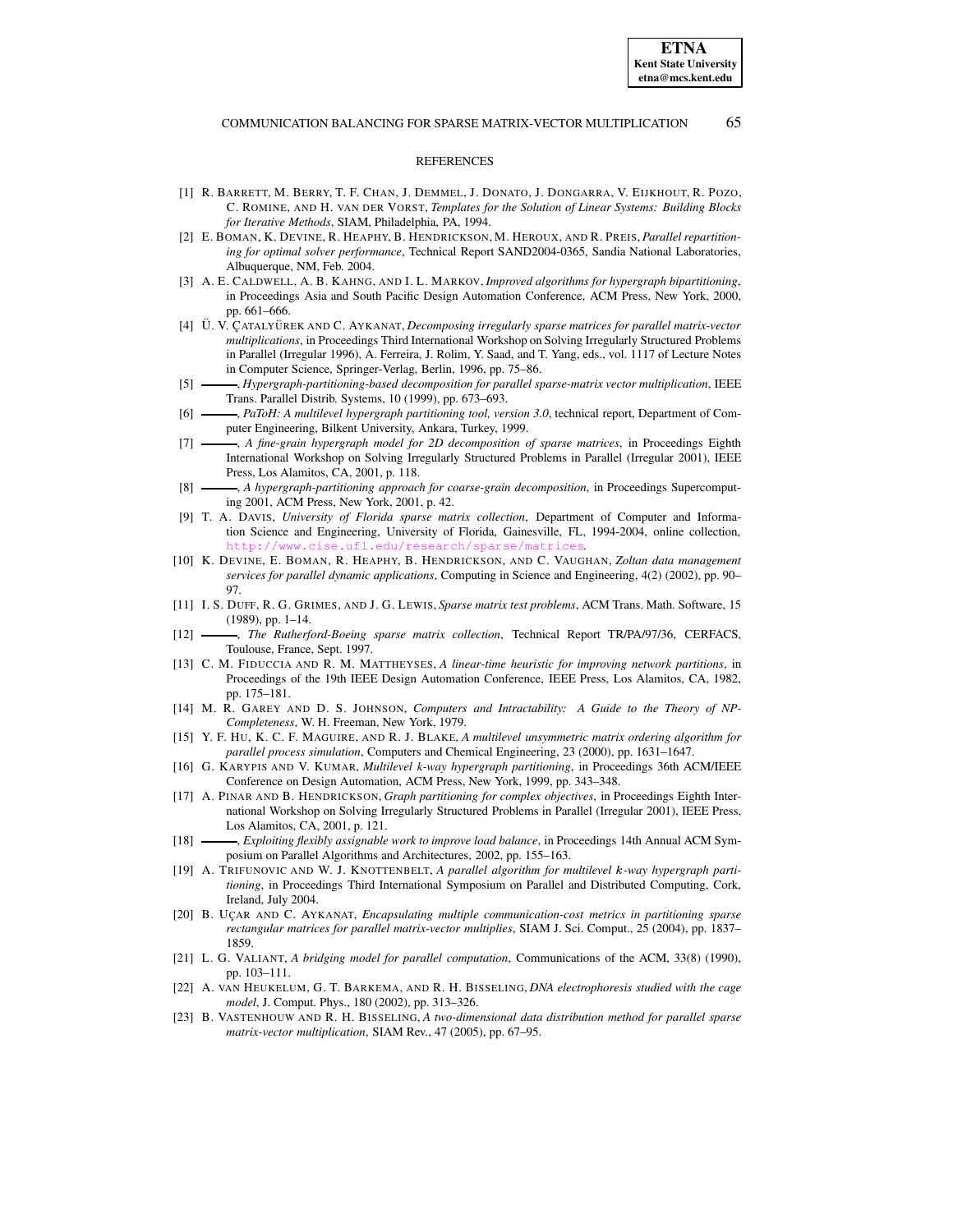## REFERENCES

[1] R. Barrett, M. Berry, T. F. Chan, J. Demmel, J. Donato, J. Dongarra, V. Eijkhout, R. Pozo, C. Romine, and H. van der Vorst, *Templates for the Solution of Linear Systems: Building Blocks for Iterative Methods*, SIAM, Philadelphia, PA, 1994.

[2] E. Boman, K. Devine, R. Heaphy, B. Hendrickson, M. Heroux, and R. Preis, *Parallel repartitioning for optimal solver performance*, Technical Report SAND2004-0365, Sandia National Laboratories, Albuquerque, NM, Feb. 2004.

[3] A. E. Caldwell, A. B. Kahng, and I. L. Markov, *Improved algorithms for hypergraph bipartitioning*, in Proceedings Asia and South Pacific Design Automation Conference, ACM Press, New York, 2000, pp. 661–666.

[4] Ü. V. Çatalyürek and C. Aykanat, *Decomposing irregularly sparse matrices for parallel matrix-vector multiplications*, in Proceedings Third International Workshop on Solving Irregularly Structured Problems in Parallel (Irregular 1996), A. Ferreira, J. Rolim, Y. Saad, and T. Yang, eds., vol. 1117 of Lecture Notes in Computer Science, Springer-Verlag, Berlin, 1996, pp. 75–86.

[5] ———, *Hypergraph-partitioning-based decomposition for parallel sparse-matrix vector multiplication*, IEEE Trans. Parallel Distrib. Systems, 10 (1999), pp. 673–693.

[6] ———, *PaToH: A multilevel hypergraph partitioning tool, version 3.0*, technical report, Department of Computer Engineering, Bilkent University, Ankara, Turkey, 1999.

[7] ———, *A fine-grain hypergraph model for 2D decomposition of sparse matrices*, in Proceedings Eighth International Workshop on Solving Irregularly Structured Problems in Parallel (Irregular 2001), IEEE Press, Los Alamitos, CA, 2001, p. 118.

[8] ———, *A hypergraph-partitioning approach for coarse-grain decomposition*, in Proceedings Supercomputing 2001, ACM Press, New York, 2001, p. 42.

[9] T. A. Davis, *University of Florida sparse matrix collection*, Department of Computer and Information Science and Engineering, University of Florida, Gainesville, FL, 1994-2004, online collection, http://www.cise.ufl.edu/research/sparse/matrices.

[10] K. Devine, E. Boman, R. Heaphy, B. Hendrickson, and C. Vaughan, *Zoltan data management services for parallel dynamic applications*, Computing in Science and Engineering, 4(2) (2002), pp. 90–97.

[11] I. S. Duff, R. G. Grimes, and J. G. Lewis, *Sparse matrix test problems*, ACM Trans. Math. Software, 15 (1989), pp. 1–14.

[12] ———, *The Rutherford-Boeing sparse matrix collection*, Technical Report TR/PA/97/36, CERFACS, Toulouse, France, Sept. 1997.

[13] C. M. Fiduccia and R. M. Mattheyses, *A linear-time heuristic for improving network partitions*, in Proceedings of the 19th IEEE Design Automation Conference, IEEE Press, Los Alamitos, CA, 1982, pp. 175–181.

[14] M. R. Garey and D. S. Johnson, *Computers and Intractability: A Guide to the Theory of NP-Completeness*, W. H. Freeman, New York, 1979.

[15] Y. F. Hu, K. C. F. Maguire, and R. J. Blake, *A multilevel unsymmetric matrix ordering algorithm for parallel process simulation*, Computers and Chemical Engineering, 23 (2000), pp. 1631–1647.

[16] G. Karypis and V. Kumar, *Multilevel k-way hypergraph partitioning*, in Proceedings 36th ACM/IEEE Conference on Design Automation, ACM Press, New York, 1999, pp. 343–348.

[17] A. Pinar and B. Hendrickson, *Graph partitioning for complex objectives*, in Proceedings Eighth International Workshop on Solving Irregularly Structured Problems in Parallel (Irregular 2001), IEEE Press, Los Alamitos, CA, 2001, p. 121.

[18] ———, *Exploiting flexibly assignable work to improve load balance*, in Proceedings 14th Annual ACM Symposium on Parallel Algorithms and Architectures, 2002, pp. 155–163.

[19] A. Trifunovic and W. J. Knottenbelt, *A parallel algorithm for multilevel k-way hypergraph partitioning*, in Proceedings Third International Symposium on Parallel and Distributed Computing, Cork, Ireland, July 2004.

[20] B. Uçar and C. Aykanat, *Encapsulating multiple communication-cost metrics in partitioning sparse rectangular matrices for parallel matrix-vector multiplies*, SIAM J. Sci. Comput., 25 (2004), pp. 1837–1859.

[21] L. G. Valiant, *A bridging model for parallel computation*, Communications of the ACM, 33(8) (1990), pp. 103–111.

[22] A. van Heukelum, G. T. Barkema, and R. H. Bisseling, *DNA electrophoresis studied with the cage model*, J. Comput. Phys., 180 (2002), pp. 313–326.

[23] B. Vastenhouw and R. H. Bisseling, *A two-dimensional data distribution method for parallel sparse matrix-vector multiplication*, SIAM Rev., 47 (2005), pp. 67–95.